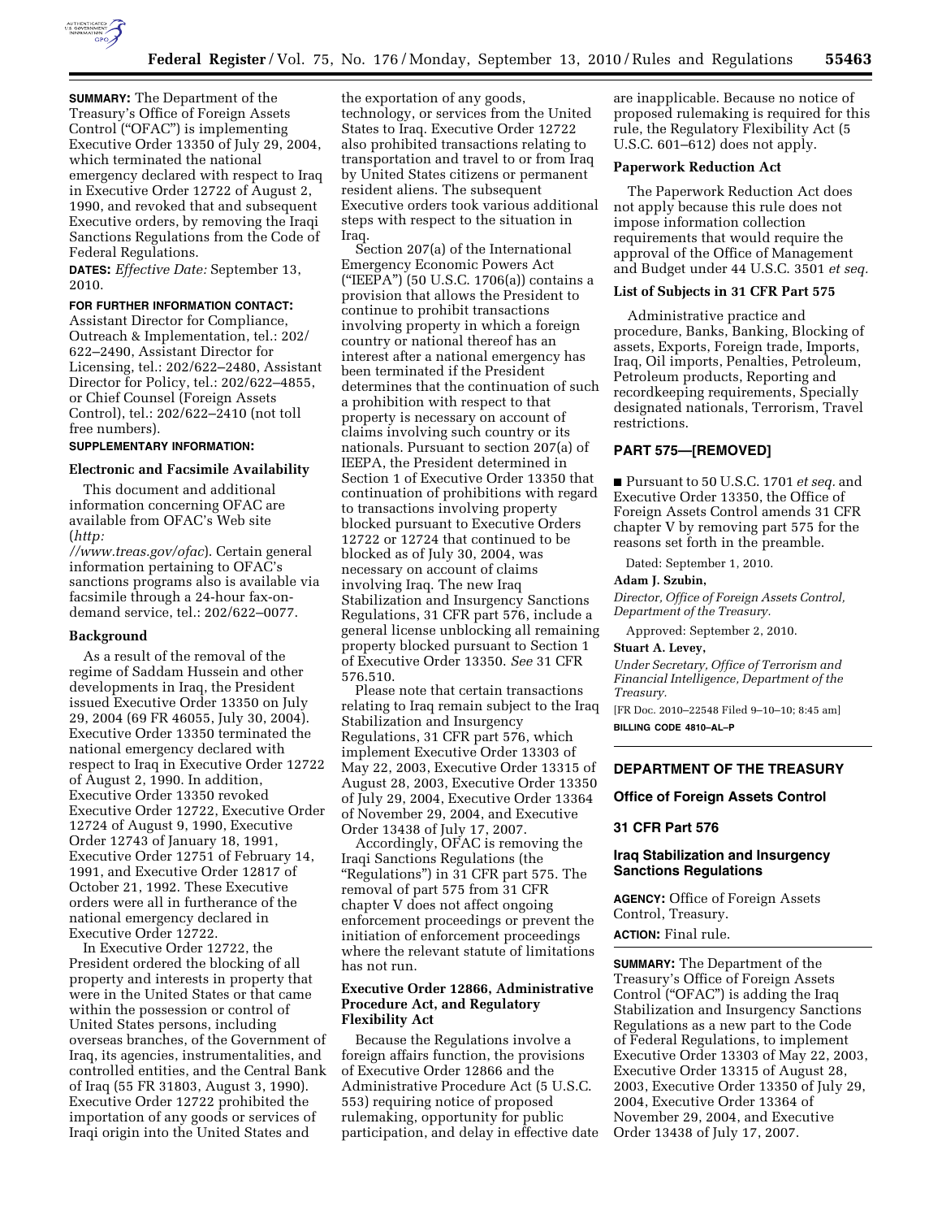**SUMMARY:** The Department of the Treasury's Office of Foreign Assets Control ("OFAC") is implementing Executive Order 13350 of July 29, 2004, which terminated the national emergency declared with respect to Iraq in Executive Order 12722 of August 2, 1990, and revoked that and subsequent Executive orders, by removing the Iraqi Sanctions Regulations from the Code of Federal Regulations.

**DATES:** *Effective Date:* September 13, 2010.

**FOR FURTHER INFORMATION CONTACT:** Assistant Director for Compliance, Outreach & Implementation, tel.: 202/622–2490, Assistant Director for Licensing, tel.: 202/622–2480, Assistant Director for Policy, tel.: 202/622–4855, or Chief Counsel (Foreign Assets Control), tel.: 202/622–2410 (not toll free numbers).

**SUPPLEMENTARY INFORMATION:**

### Electronic and Facsimile Availability

This document and additional information concerning OFAC are available from OFAC's Web site (*http://www.treas.gov/ofac*). Certain general information pertaining to OFAC's sanctions programs also is available via facsimile through a 24-hour fax-on-demand service, tel.: 202/622–0077.

### Background

As a result of the removal of the regime of Saddam Hussein and other developments in Iraq, the President issued Executive Order 13350 on July 29, 2004 (69 FR 46055, July 30, 2004). Executive Order 13350 terminated the national emergency declared with respect to Iraq in Executive Order 12722 of August 2, 1990. In addition, Executive Order 13350 revoked Executive Order 12722, Executive Order 12724 of August 9, 1990, Executive Order 12743 of January 18, 1991, Executive Order 12751 of February 14, 1991, and Executive Order 12817 of October 21, 1992. These Executive orders were all in furtherance of the national emergency declared in Executive Order 12722.

In Executive Order 12722, the President ordered the blocking of all property and interests in property that were in the United States or that came within the possession or control of United States persons, including overseas branches, of the Government of Iraq, its agencies, instrumentalities, and controlled entities, and the Central Bank of Iraq (55 FR 31803, August 3, 1990). Executive Order 12722 prohibited the importation of any goods or services of Iraqi origin into the United States and the exportation of any goods, technology, or services from the United States to Iraq. Executive Order 12722 also prohibited transactions relating to transportation and travel to or from Iraq by United States citizens or permanent resident aliens. The subsequent Executive orders took various additional steps with respect to the situation in Iraq.

Section 207(a) of the International Emergency Economic Powers Act ("IEEPA") (50 U.S.C. 1706(a)) contains a provision that allows the President to continue to prohibit transactions involving property in which a foreign country or national thereof has an interest after a national emergency has been terminated if the President determines that the continuation of such a prohibition with respect to that property is necessary on account of claims involving such country or its nationals. Pursuant to section 207(a) of IEEPA, the President determined in Section 1 of Executive Order 13350 that continuation of prohibitions with regard to transactions involving property blocked pursuant to Executive Orders 12722 or 12724 that continued to be blocked as of July 30, 2004, was necessary on account of claims involving Iraq. The new Iraq Stabilization and Insurgency Sanctions Regulations, 31 CFR part 576, include a general license unblocking all remaining property blocked pursuant to Section 1 of Executive Order 13350. *See* 31 CFR 576.510.

Please note that certain transactions relating to Iraq remain subject to the Iraq Stabilization and Insurgency Regulations, 31 CFR part 576, which implement Executive Order 13303 of May 22, 2003, Executive Order 13315 of August 28, 2003, Executive Order 13350 of July 29, 2004, Executive Order 13364 of November 29, 2004, and Executive Order 13438 of July 17, 2007.

Accordingly, OFAC is removing the Iraqi Sanctions Regulations (the "Regulations") in 31 CFR part 575. The removal of part 575 from 31 CFR chapter V does not affect ongoing enforcement proceedings or prevent the initiation of enforcement proceedings where the relevant statute of limitations has not run.

### Executive Order 12866, Administrative Procedure Act, and Regulatory Flexibility Act

Because the Regulations involve a foreign affairs function, the provisions of Executive Order 12866 and the Administrative Procedure Act (5 U.S.C. 553) requiring notice of proposed rulemaking, opportunity for public participation, and delay in effective date are inapplicable. Because no notice of proposed rulemaking is required for this rule, the Regulatory Flexibility Act (5 U.S.C. 601–612) does not apply.

### Paperwork Reduction Act

The Paperwork Reduction Act does not apply because this rule does not impose information collection requirements that would require the approval of the Office of Management and Budget under 44 U.S.C. 3501 *et seq.*

### List of Subjects in 31 CFR Part 575

Administrative practice and procedure, Banks, Banking, Blocking of assets, Exports, Foreign trade, Imports, Iraq, Oil imports, Penalties, Petroleum, Petroleum products, Reporting and recordkeeping requirements, Specially designated nationals, Terrorism, Travel restrictions.

## PART 575—[REMOVED]

■ Pursuant to 50 U.S.C. 1701 *et seq.* and Executive Order 13350, the Office of Foreign Assets Control amends 31 CFR chapter V by removing part 575 for the reasons set forth in the preamble.

Dated: September 1, 2010.

**Adam J. Szubin,**

*Director, Office of Foreign Assets Control, Department of the Treasury.*

Approved: September 2, 2010.

**Stuart A. Levey,**

*Under Secretary, Office of Terrorism and Financial Intelligence, Department of the Treasury.*

[FR Doc. 2010–22548 Filed 9–10–10; 8:45 am]

**BILLING CODE 4810–AL–P**

---

## DEPARTMENT OF THE TREASURY

## Office of Foreign Assets Control

## 31 CFR Part 576

## Iraq Stabilization and Insurgency Sanctions Regulations

**AGENCY:** Office of Foreign Assets Control, Treasury.

**ACTION:** Final rule.

**SUMMARY:** The Department of the Treasury's Office of Foreign Assets Control ("OFAC") is adding the Iraq Stabilization and Insurgency Sanctions Regulations as a new part to the Code of Federal Regulations, to implement Executive Order 13303 of May 22, 2003, Executive Order 13315 of August 28, 2003, Executive Order 13350 of July 29, 2004, Executive Order 13364 of November 29, 2004, and Executive Order 13438 of July 17, 2007.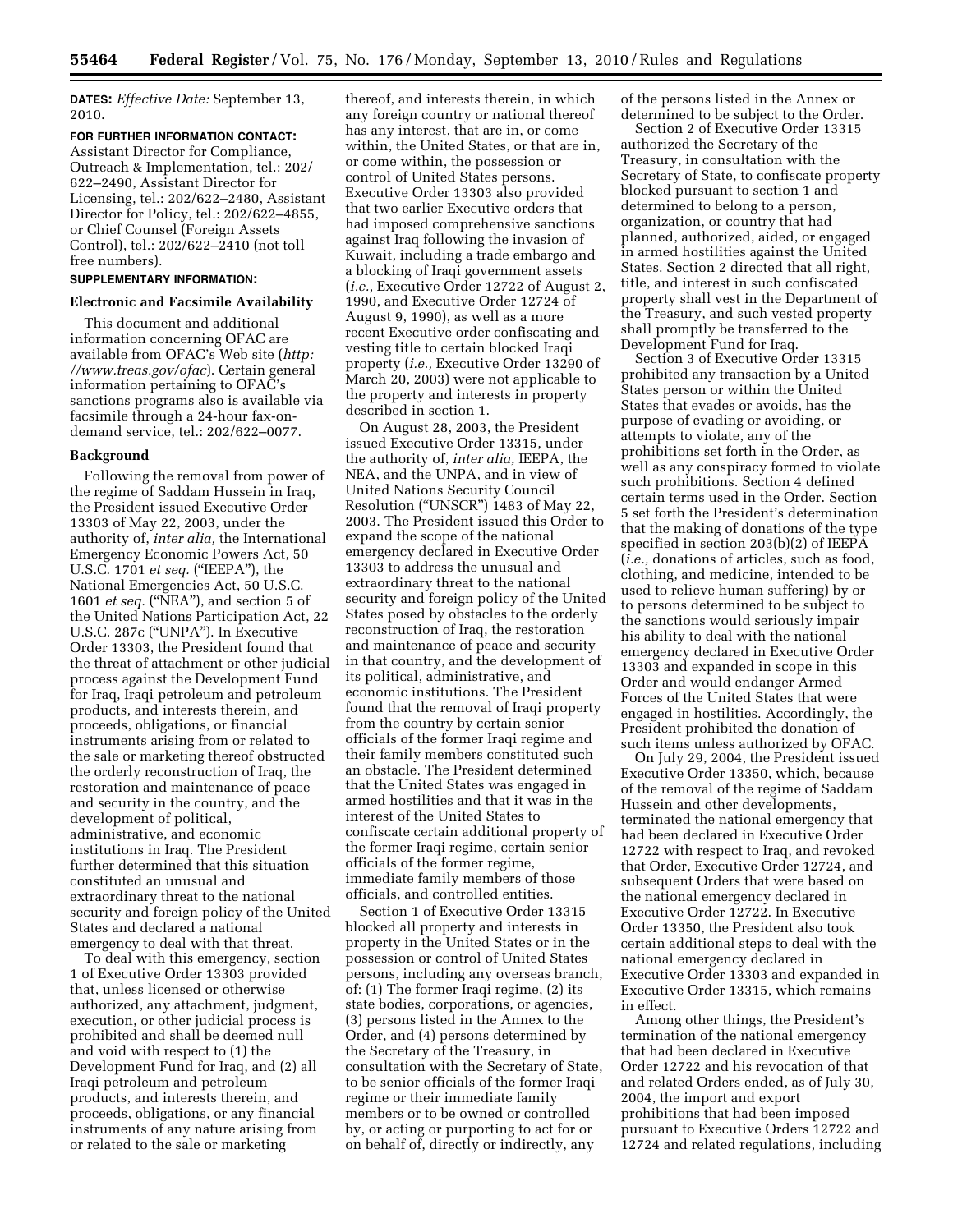**DATES:** *Effective Date:* September 13, 2010.

**FOR FURTHER INFORMATION CONTACT:** Assistant Director for Compliance, Outreach & Implementation, tel.: 202/622–2490, Assistant Director for Licensing, tel.: 202/622–2480, Assistant Director for Policy, tel.: 202/622–4855, or Chief Counsel (Foreign Assets Control), tel.: 202/622–2410 (not toll free numbers).

**SUPPLEMENTARY INFORMATION:**

**Electronic and Facsimile Availability**

This document and additional information concerning OFAC are available from OFAC's Web site (*http://www.treas.gov/ofac*). Certain general information pertaining to OFAC's sanctions programs also is available via facsimile through a 24-hour fax-on-demand service, tel.: 202/622–0077.

**Background**

Following the removal from power of the regime of Saddam Hussein in Iraq, the President issued Executive Order 13303 of May 22, 2003, under the authority of, *inter alia,* the International Emergency Economic Powers Act, 50 U.S.C. 1701 *et seq.* ("IEEPA"), the National Emergencies Act, 50 U.S.C. 1601 *et seq.* ("NEA"), and section 5 of the United Nations Participation Act, 22 U.S.C. 287c ("UNPA"). In Executive Order 13303, the President found that the threat of attachment or other judicial process against the Development Fund for Iraq, Iraqi petroleum and petroleum products, and interests therein, and proceeds, obligations, or financial instruments arising from or related to the sale or marketing thereof obstructed the orderly reconstruction of Iraq, the restoration and maintenance of peace and security in the country, and the development of political, administrative, and economic institutions in Iraq. The President further determined that this situation constituted an unusual and extraordinary threat to the national security and foreign policy of the United States and declared a national emergency to deal with that threat.

To deal with this emergency, section 1 of Executive Order 13303 provided that, unless licensed or otherwise authorized, any attachment, judgment, execution, or other judicial process is prohibited and shall be deemed null and void with respect to (1) the Development Fund for Iraq, and (2) all Iraqi petroleum and petroleum products, and interests therein, and proceeds, obligations, or any financial instruments of any nature arising from or related to the sale or marketing thereof, and interests therein, in which any foreign country or national thereof has any interest, that are in, or come within, the United States, or that are in, or come within, the possession or control of United States persons. Executive Order 13303 also provided that two earlier Executive orders that had imposed comprehensive sanctions against Iraq following the invasion of Kuwait, including a trade embargo and a blocking of Iraqi government assets (*i.e.,* Executive Order 12722 of August 2, 1990, and Executive Order 12724 of August 9, 1990), as well as a more recent Executive order confiscating and vesting title to certain blocked Iraqi property (*i.e.,* Executive Order 13290 of March 20, 2003) were not applicable to the property and interests in property described in section 1.

On August 28, 2003, the President issued Executive Order 13315, under the authority of, *inter alia,* IEEPA, the NEA, and the UNPA, and in view of United Nations Security Council Resolution ("UNSCR") 1483 of May 22, 2003. The President issued this Order to expand the scope of the national emergency declared in Executive Order 13303 to address the unusual and extraordinary threat to the national security and foreign policy of the United States posed by obstacles to the orderly reconstruction of Iraq, the restoration and maintenance of peace and security in that country, and the development of its political, administrative, and economic institutions. The President found that the removal of Iraqi property from the country by certain senior officials of the former Iraqi regime and their family members constituted such an obstacle. The President determined that the United States was engaged in armed hostilities and that it was in the interest of the United States to confiscate certain additional property of the former Iraqi regime, certain senior officials of the former regime, immediate family members of those officials, and controlled entities.

Section 1 of Executive Order 13315 blocked all property and interests in property in the United States or in the possession or control of United States persons, including any overseas branch, of: (1) The former Iraqi regime, (2) its state bodies, corporations, or agencies, (3) persons listed in the Annex to the Order, and (4) persons determined by the Secretary of the Treasury, in consultation with the Secretary of State, to be senior officials of the former Iraqi regime or their immediate family members or to be owned or controlled by, or acting or purporting to act for or on behalf of, directly or indirectly, any of the persons listed in the Annex or determined to be subject to the Order.

Section 2 of Executive Order 13315 authorized the Secretary of the Treasury, in consultation with the Secretary of State, to confiscate property blocked pursuant to section 1 and determined to belong to a person, organization, or country that had planned, authorized, aided, or engaged in armed hostilities against the United States. Section 2 directed that all right, title, and interest in such confiscated property shall vest in the Department of the Treasury, and such vested property shall promptly be transferred to the Development Fund for Iraq.

Section 3 of Executive Order 13315 prohibited any transaction by a United States person or within the United States that evades or avoids, has the purpose of evading or avoiding, or attempts to violate, any of the prohibitions set forth in the Order, as well as any conspiracy formed to violate such prohibitions. Section 4 defined certain terms used in the Order. Section 5 set forth the President's determination that the making of donations of the type specified in section 203(b)(2) of IEEPA (*i.e.,* donations of articles, such as food, clothing, and medicine, intended to be used to relieve human suffering) by or to persons determined to be subject to the sanctions would seriously impair his ability to deal with the national emergency declared in Executive Order 13303 and expanded in scope in this Order and would endanger Armed Forces of the United States that were engaged in hostilities. Accordingly, the President prohibited the donation of such items unless authorized by OFAC.

On July 29, 2004, the President issued Executive Order 13350, which, because of the removal of the regime of Saddam Hussein and other developments, terminated the national emergency that had been declared in Executive Order 12722 with respect to Iraq, and revoked that Order, Executive Order 12724, and subsequent Orders that were based on the national emergency declared in Executive Order 12722. In Executive Order 13350, the President also took certain additional steps to deal with the national emergency declared in Executive Order 13303 and expanded in Executive Order 13315, which remains in effect.

Among other things, the President's termination of the national emergency that had been declared in Executive Order 12722 and his revocation of that and related Orders ended, as of July 30, 2004, the import and export prohibitions that had been imposed pursuant to Executive Orders 12722 and 12724 and related regulations, including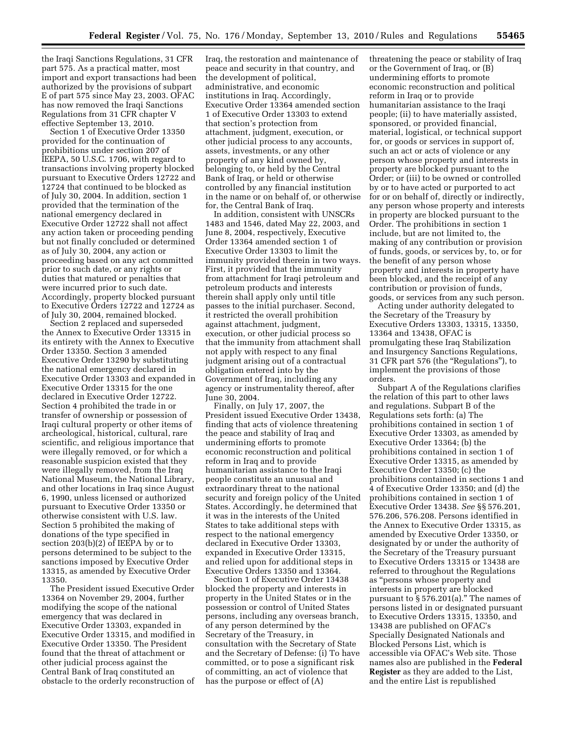the Iraqi Sanctions Regulations, 31 CFR part 575. As a practical matter, most import and export transactions had been authorized by the provisions of subpart E of part 575 since May 23, 2003. OFAC has now removed the Iraqi Sanctions Regulations from 31 CFR chapter V effective September 13, 2010.

Section 1 of Executive Order 13350 provided for the continuation of prohibitions under section 207 of IEEPA, 50 U.S.C. 1706, with regard to transactions involving property blocked pursuant to Executive Orders 12722 and 12724 that continued to be blocked as of July 30, 2004. In addition, section 1 provided that the termination of the national emergency declared in Executive Order 12722 shall not affect any action taken or proceeding pending but not finally concluded or determined as of July 30, 2004, any action or proceeding based on any act committed prior to such date, or any rights or duties that matured or penalties that were incurred prior to such date. Accordingly, property blocked pursuant to Executive Orders 12722 and 12724 as of July 30, 2004, remained blocked.

Section 2 replaced and superseded the Annex to Executive Order 13315 in its entirety with the Annex to Executive Order 13350. Section 3 amended Executive Order 13290 by substituting the national emergency declared in Executive Order 13303 and expanded in Executive Order 13315 for the one declared in Executive Order 12722. Section 4 prohibited the trade in or transfer of ownership or possession of Iraqi cultural property or other items of archeological, historical, cultural, rare scientific, and religious importance that were illegally removed, or for which a reasonable suspicion existed that they were illegally removed, from the Iraq National Museum, the National Library, and other locations in Iraq since August 6, 1990, unless licensed or authorized pursuant to Executive Order 13350 or otherwise consistent with U.S. law. Section 5 prohibited the making of donations of the type specified in section 203(b)(2) of IEEPA by or to persons determined to be subject to the sanctions imposed by Executive Order 13315, as amended by Executive Order 13350.

The President issued Executive Order 13364 on November 29, 2004, further modifying the scope of the national emergency that was declared in Executive Order 13303, expanded in Executive Order 13315, and modified in Executive Order 13350. The President found that the threat of attachment or other judicial process against the Central Bank of Iraq constituted an obstacle to the orderly reconstruction of Iraq, the restoration and maintenance of peace and security in that country, and the development of political, administrative, and economic institutions in Iraq. Accordingly, Executive Order 13364 amended section 1 of Executive Order 13303 to extend that section's protection from attachment, judgment, execution, or other judicial process to any accounts, assets, investments, or any other property of any kind owned by, belonging to, or held by the Central Bank of Iraq, or held or otherwise controlled by any financial institution in the name or on behalf of, or otherwise for, the Central Bank of Iraq.

In addition, consistent with UNSCRs 1483 and 1546, dated May 22, 2003, and June 8, 2004, respectively, Executive Order 13364 amended section 1 of Executive Order 13303 to limit the immunity provided therein in two ways. First, it provided that the immunity from attachment for Iraqi petroleum and petroleum products and interests therein shall apply only until title passes to the initial purchaser. Second, it restricted the overall prohibition against attachment, judgment, execution, or other judicial process so that the immunity from attachment shall not apply with respect to any final judgment arising out of a contractual obligation entered into by the Government of Iraq, including any agency or instrumentality thereof, after June 30, 2004.

Finally, on July 17, 2007, the President issued Executive Order 13438, finding that acts of violence threatening the peace and stability of Iraq and undermining efforts to promote economic reconstruction and political reform in Iraq and to provide humanitarian assistance to the Iraqi people constitute an unusual and extraordinary threat to the national security and foreign policy of the United States. Accordingly, he determined that it was in the interests of the United States to take additional steps with respect to the national emergency declared in Executive Order 13303, expanded in Executive Order 13315, and relied upon for additional steps in Executive Orders 13350 and 13364.

Section 1 of Executive Order 13438 blocked the property and interests in property in the United States or in the possession or control of United States persons, including any overseas branch, of any person determined by the Secretary of the Treasury, in consultation with the Secretary of State and the Secretary of Defense: (i) To have committed, or to pose a significant risk of committing, an act of violence that has the purpose or effect of (A) threatening the peace or stability of Iraq or the Government of Iraq, or (B) undermining efforts to promote economic reconstruction and political reform in Iraq or to provide humanitarian assistance to the Iraqi people; (ii) to have materially assisted, sponsored, or provided financial, material, logistical, or technical support for, or goods or services in support of, such an act or acts of violence or any person whose property and interests in property are blocked pursuant to the Order; or (iii) to be owned or controlled by or to have acted or purported to act for or on behalf of, directly or indirectly, any person whose property and interests in property are blocked pursuant to the Order. The prohibitions in section 1 include, but are not limited to, the making of any contribution or provision of funds, goods, or services by, to, or for the benefit of any person whose property and interests in property have been blocked, and the receipt of any contribution or provision of funds, goods, or services from any such person.

Acting under authority delegated to the Secretary of the Treasury by Executive Orders 13303, 13315, 13350, 13364 and 13438, OFAC is promulgating these Iraq Stabilization and Insurgency Sanctions Regulations, 31 CFR part 576 (the "Regulations"), to implement the provisions of those orders.

Subpart A of the Regulations clarifies the relation of this part to other laws and regulations. Subpart B of the Regulations sets forth: (a) The prohibitions contained in section 1 of Executive Order 13303, as amended by Executive Order 13364; (b) the prohibitions contained in section 1 of Executive Order 13315, as amended by Executive Order 13350; (c) the prohibitions contained in sections 1 and 4 of Executive Order 13350; and (d) the prohibitions contained in section 1 of Executive Order 13438. *See* §§ 576.201, 576.206, 576.208. Persons identified in the Annex to Executive Order 13315, as amended by Executive Order 13350, or designated by or under the authority of the Secretary of the Treasury pursuant to Executive Orders 13315 or 13438 are referred to throughout the Regulations as "persons whose property and interests in property are blocked pursuant to § 576.201(a)." The names of persons listed in or designated pursuant to Executive Orders 13315, 13350, and 13438 are published on OFAC's Specially Designated Nationals and Blocked Persons List, which is accessible via OFAC's Web site. Those names also are published in the **Federal Register** as they are added to the List, and the entire List is republished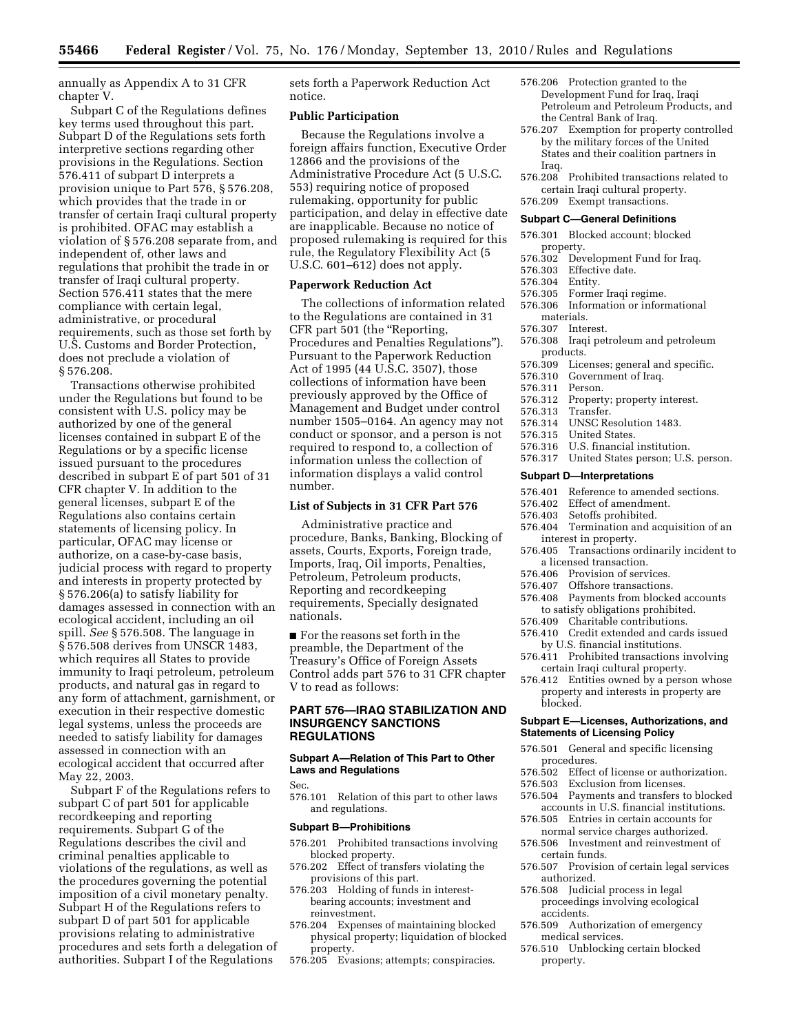annually as Appendix A to 31 CFR chapter V.

Subpart C of the Regulations defines key terms used throughout this part. Subpart D of the Regulations sets forth interpretive sections regarding other provisions in the Regulations. Section 576.411 of subpart D interprets a provision unique to Part 576, § 576.208, which provides that the trade in or transfer of certain Iraqi cultural property is prohibited. OFAC may establish a violation of § 576.208 separate from, and independent of, other laws and regulations that prohibit the trade in or transfer of Iraqi cultural property. Section 576.411 states that the mere compliance with certain legal, administrative, or procedural requirements, such as those set forth by U.S. Customs and Border Protection, does not preclude a violation of § 576.208.

Transactions otherwise prohibited under the Regulations but found to be consistent with U.S. policy may be authorized by one of the general licenses contained in subpart E of the Regulations or by a specific license issued pursuant to the procedures described in subpart E of part 501 of 31 CFR chapter V. In addition to the general licenses, subpart E of the Regulations also contains certain statements of licensing policy. In particular, OFAC may license or authorize, on a case-by-case basis, judicial process with regard to property and interests in property protected by § 576.206(a) to satisfy liability for damages assessed in connection with an ecological accident, including an oil spill. *See* § 576.508. The language in § 576.508 derives from UNSCR 1483, which requires all States to provide immunity to Iraqi petroleum, petroleum products, and natural gas in regard to any form of attachment, garnishment, or execution in their respective domestic legal systems, unless the proceeds are needed to satisfy liability for damages assessed in connection with an ecological accident that occurred after May 22, 2003.

Subpart F of the Regulations refers to subpart C of part 501 for applicable recordkeeping and reporting requirements. Subpart G of the Regulations describes the civil and criminal penalties applicable to violations of the regulations, as well as the procedures governing the potential imposition of a civil monetary penalty. Subpart H of the Regulations refers to subpart D of part 501 for applicable provisions relating to administrative procedures and sets forth a delegation of authorities. Subpart I of the Regulations sets forth a Paperwork Reduction Act notice.

## Public Participation

Because the Regulations involve a foreign affairs function, Executive Order 12866 and the provisions of the Administrative Procedure Act (5 U.S.C. 553) requiring notice of proposed rulemaking, opportunity for public participation, and delay in effective date are inapplicable. Because no notice of proposed rulemaking is required for this rule, the Regulatory Flexibility Act (5 U.S.C. 601–612) does not apply.

## Paperwork Reduction Act

The collections of information related to the Regulations are contained in 31 CFR part 501 (the "Reporting, Procedures and Penalties Regulations"). Pursuant to the Paperwork Reduction Act of 1995 (44 U.S.C. 3507), those collections of information have been previously approved by the Office of Management and Budget under control number 1505–0164. An agency may not conduct or sponsor, and a person is not required to respond to, a collection of information unless the collection of information displays a valid control number.

## List of Subjects in 31 CFR Part 576

Administrative practice and procedure, Banks, Banking, Blocking of assets, Courts, Exports, Foreign trade, Imports, Iraq, Oil imports, Penalties, Petroleum, Petroleum products, Reporting and recordkeeping requirements, Specially designated nationals.

■ For the reasons set forth in the preamble, the Department of the Treasury's Office of Foreign Assets Control adds part 576 to 31 CFR chapter V to read as follows:

# PART 576—IRAQ STABILIZATION AND INSURGENCY SANCTIONS REGULATIONS

### Subpart A—Relation of This Part to Other Laws and Regulations

Sec.

576.101 Relation of this part to other laws and regulations.

### Subpart B—Prohibitions

576.201 Prohibited transactions involving blocked property.
576.202 Effect of transfers violating the provisions of this part.
576.203 Holding of funds in interest-bearing accounts; investment and reinvestment.
576.204 Expenses of maintaining blocked physical property; liquidation of blocked property.
576.205 Evasions; attempts; conspiracies.
576.206 Protection granted to the Development Fund for Iraq, Iraqi Petroleum and Petroleum Products, and the Central Bank of Iraq.
576.207 Exemption for property controlled by the military forces of the United States and their coalition partners in Iraq.
576.208 Prohibited transactions related to certain Iraqi cultural property.
576.209 Exempt transactions.

### Subpart C—General Definitions

576.301 Blocked account; blocked property.
576.302 Development Fund for Iraq.
576.303 Effective date.
576.304 Entity.
576.305 Former Iraqi regime.
576.306 Information or informational materials.
576.307 Interest.
576.308 Iraqi petroleum and petroleum products.
576.309 Licenses; general and specific.
576.310 Government of Iraq.
576.311 Person.
576.312 Property; property interest.
576.313 Transfer.
576.314 UNSC Resolution 1483.
576.315 United States.
576.316 U.S. financial institution.
576.317 United States person; U.S. person.

### Subpart D—Interpretations

576.401 Reference to amended sections.
576.402 Effect of amendment.
576.403 Setoffs prohibited.
576.404 Termination and acquisition of an interest in property.
576.405 Transactions ordinarily incident to a licensed transaction.
576.406 Provision of services.
576.407 Offshore transactions.
576.408 Payments from blocked accounts to satisfy obligations prohibited.
576.409 Charitable contributions.
576.410 Credit extended and cards issued by U.S. financial institutions.
576.411 Prohibited transactions involving certain Iraqi cultural property.
576.412 Entities owned by a person whose property and interests in property are blocked.

### Subpart E—Licenses, Authorizations, and Statements of Licensing Policy

576.501 General and specific licensing procedures.
576.502 Effect of license or authorization.
576.503 Exclusion from licenses.
576.504 Payments and transfers to blocked accounts in U.S. financial institutions.
576.505 Entries in certain accounts for normal service charges authorized.
576.506 Investment and reinvestment of certain funds.
576.507 Provision of certain legal services authorized.
576.508 Judicial process in legal proceedings involving ecological accidents.
576.509 Authorization of emergency medical services.
576.510 Unblocking certain blocked property.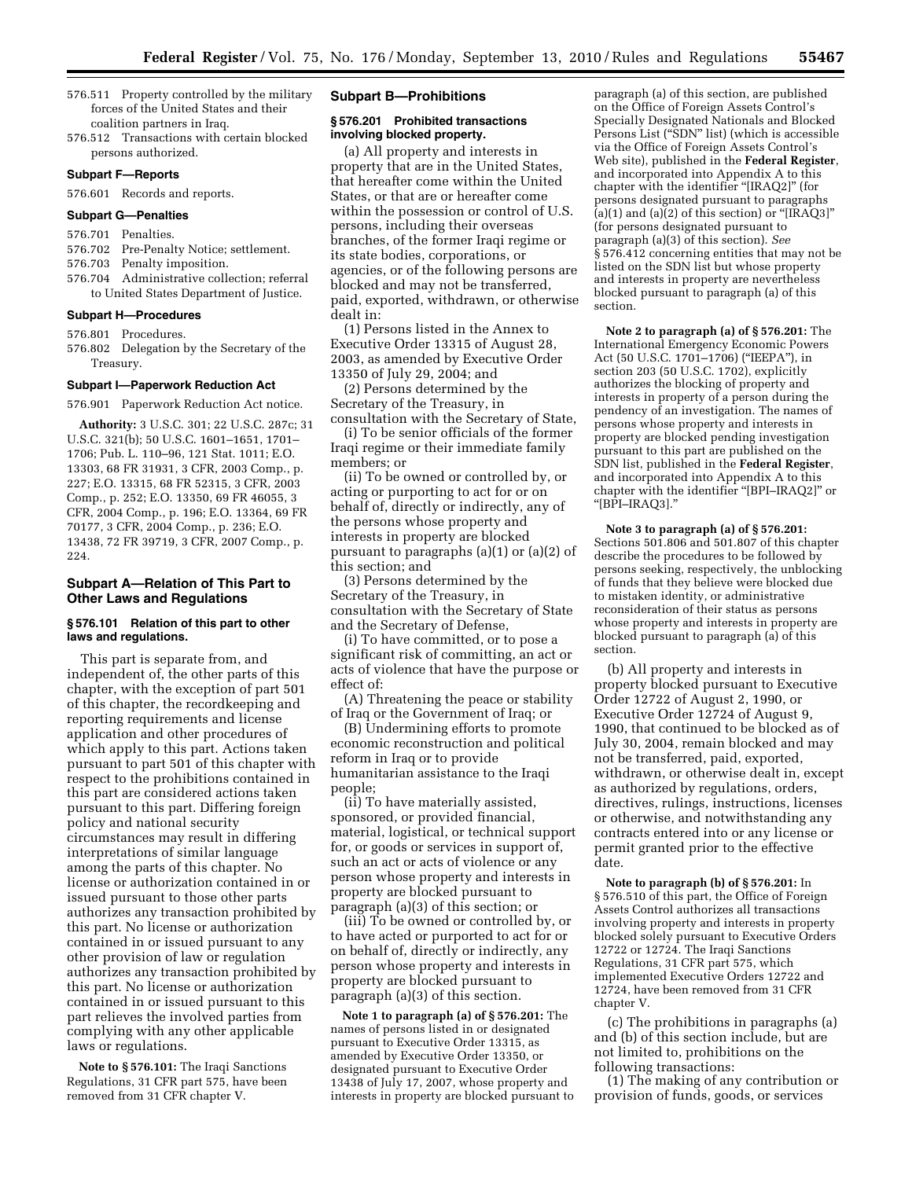576.511 Property controlled by the military forces of the United States and their coalition partners in Iraq.
576.512 Transactions with certain blocked persons authorized.

### Subpart F—Reports

576.601 Records and reports.

### Subpart G—Penalties

576.701 Penalties.
576.702 Pre-Penalty Notice; settlement.
576.703 Penalty imposition.
576.704 Administrative collection; referral to United States Department of Justice.

### Subpart H—Procedures

576.801 Procedures.
576.802 Delegation by the Secretary of the Treasury.

### Subpart I—Paperwork Reduction Act

576.901 Paperwork Reduction Act notice.

**Authority:** 3 U.S.C. 301; 22 U.S.C. 287c; 31 U.S.C. 321(b); 50 U.S.C. 1601–1651, 1701–1706; Pub. L. 110–96, 121 Stat. 1011; E.O. 13303, 68 FR 31931, 3 CFR, 2003 Comp., p. 227; E.O. 13315, 68 FR 52315, 3 CFR, 2003 Comp., p. 252; E.O. 13350, 69 FR 46055, 3 CFR, 2004 Comp., p. 196; E.O. 13364, 69 FR 70177, 3 CFR, 2004 Comp., p. 236; E.O. 13438, 72 FR 39719, 3 CFR, 2007 Comp., p. 224.

## Subpart A—Relation of This Part to Other Laws and Regulations

### § 576.101 Relation of this part to other laws and regulations.

This part is separate from, and independent of, the other parts of this chapter, with the exception of part 501 of this chapter, the recordkeeping and reporting requirements and license application and other procedures of which apply to this part. Actions taken pursuant to part 501 of this chapter with respect to the prohibitions contained in this part are considered actions taken pursuant to this part. Differing foreign policy and national security circumstances may result in differing interpretations of similar language among the parts of this chapter. No license or authorization contained in or issued pursuant to those other parts authorizes any transaction prohibited by this part. No license or authorization contained in or issued pursuant to any other provision of law or regulation authorizes any transaction prohibited by this part. No license or authorization contained in or issued pursuant to this part relieves the involved parties from complying with any other applicable laws or regulations.

**Note to § 576.101:** The Iraqi Sanctions Regulations, 31 CFR part 575, have been removed from 31 CFR chapter V.

## Subpart B—Prohibitions

### § 576.201 Prohibited transactions involving blocked property.

(a) All property and interests in property that are in the United States, that hereafter come within the United States, or that are or hereafter come within the possession or control of U.S. persons, including their overseas branches, of the former Iraqi regime or its state bodies, corporations, or agencies, or of the following persons are blocked and may not be transferred, paid, exported, withdrawn, or otherwise dealt in:

(1) Persons listed in the Annex to Executive Order 13315 of August 28, 2003, as amended by Executive Order 13350 of July 29, 2004; and

(2) Persons determined by the Secretary of the Treasury, in consultation with the Secretary of State,

(i) To be senior officials of the former Iraqi regime or their immediate family members; or

(ii) To be owned or controlled by, or acting or purporting to act for or on behalf of, directly or indirectly, any of the persons whose property and interests in property are blocked pursuant to paragraphs (a)(1) or (a)(2) of this section; and

(3) Persons determined by the Secretary of the Treasury, in consultation with the Secretary of State and the Secretary of Defense,

(i) To have committed, or to pose a significant risk of committing, an act or acts of violence that have the purpose or effect of:

(A) Threatening the peace or stability of Iraq or the Government of Iraq; or

(B) Undermining efforts to promote economic reconstruction and political reform in Iraq or to provide humanitarian assistance to the Iraqi people;

(ii) To have materially assisted, sponsored, or provided financial, material, logistical, or technical support for, or goods or services in support of, such an act or acts of violence or any person whose property and interests in property are blocked pursuant to paragraph (a)(3) of this section; or

(iii) To be owned or controlled by, or to have acted or purported to act for or on behalf of, directly or indirectly, any person whose property and interests in property are blocked pursuant to paragraph (a)(3) of this section.

**Note 1 to paragraph (a) of § 576.201:** The names of persons listed in or designated pursuant to Executive Order 13315, as amended by Executive Order 13350, or designated pursuant to Executive Order 13438 of July 17, 2007, whose property and interests in property are blocked pursuant to paragraph (a) of this section, are published on the Office of Foreign Assets Control's Specially Designated Nationals and Blocked Persons List ("SDN" list) (which is accessible via the Office of Foreign Assets Control's Web site), published in the **Federal Register**, and incorporated into Appendix A to this chapter with the identifier "[IRAQ2]" (for persons designated pursuant to paragraphs (a)(1) and (a)(2) of this section) or "[IRAQ3]" (for persons designated pursuant to paragraph (a)(3) of this section). *See* § 576.412 concerning entities that may not be listed on the SDN list but whose property and interests in property are nevertheless blocked pursuant to paragraph (a) of this section.

**Note 2 to paragraph (a) of § 576.201:** The International Emergency Economic Powers Act (50 U.S.C. 1701–1706) ("IEEPA"), in section 203 (50 U.S.C. 1702), explicitly authorizes the blocking of property and interests in property of a person during the pendency of an investigation. The names of persons whose property and interests in property are blocked pending investigation pursuant to this part are published on the SDN list, published in the **Federal Register**, and incorporated into Appendix A to this chapter with the identifier "[BPI–IRAQ2]" or "[BPI–IRAQ3]."

**Note 3 to paragraph (a) of § 576.201:** Sections 501.806 and 501.807 of this chapter describe the procedures to be followed by persons seeking, respectively, the unblocking of funds that they believe were blocked due to mistaken identity, or administrative reconsideration of their status as persons whose property and interests in property are blocked pursuant to paragraph (a) of this section.

(b) All property and interests in property blocked pursuant to Executive Order 12722 of August 2, 1990, or Executive Order 12724 of August 9, 1990, that continued to be blocked as of July 30, 2004, remain blocked and may not be transferred, paid, exported, withdrawn, or otherwise dealt in, except as authorized by regulations, orders, directives, rulings, instructions, licenses or otherwise, and notwithstanding any contracts entered into or any license or permit granted prior to the effective date.

**Note to paragraph (b) of § 576.201:** In § 576.510 of this part, the Office of Foreign Assets Control authorizes all transactions involving property and interests in property blocked solely pursuant to Executive Orders 12722 or 12724. The Iraqi Sanctions Regulations, 31 CFR part 575, which implemented Executive Orders 12722 and 12724, have been removed from 31 CFR chapter V.

(c) The prohibitions in paragraphs (a) and (b) of this section include, but are not limited to, prohibitions on the following transactions:

(1) The making of any contribution or provision of funds, goods, or services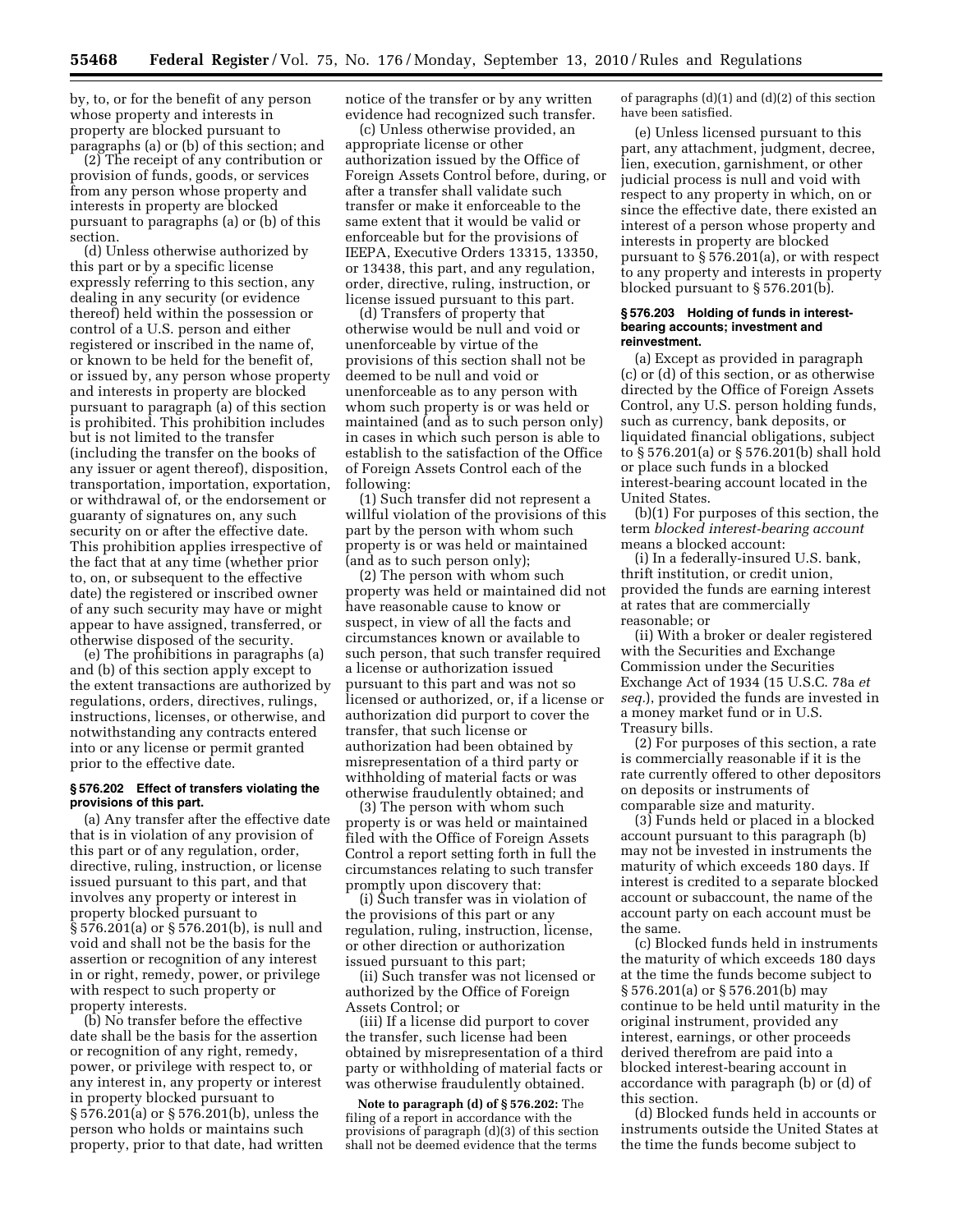by, to, or for the benefit of any person whose property and interests in property are blocked pursuant to paragraphs (a) or (b) of this section; and

(2) The receipt of any contribution or provision of funds, goods, or services from any person whose property and interests in property are blocked pursuant to paragraphs (a) or (b) of this section.

(d) Unless otherwise authorized by this part or by a specific license expressly referring to this section, any dealing in any security (or evidence thereof) held within the possession or control of a U.S. person and either registered or inscribed in the name of, or known to be held for the benefit of, or issued by, any person whose property and interests in property are blocked pursuant to paragraph (a) of this section is prohibited. This prohibition includes but is not limited to the transfer (including the transfer on the books of any issuer or agent thereof), disposition, transportation, importation, exportation, or withdrawal of, or the endorsement or guaranty of signatures on, any such security on or after the effective date. This prohibition applies irrespective of the fact that at any time (whether prior to, on, or subsequent to the effective date) the registered or inscribed owner of any such security may have or might appear to have assigned, transferred, or otherwise disposed of the security.

(e) The prohibitions in paragraphs (a) and (b) of this section apply except to the extent transactions are authorized by regulations, orders, directives, rulings, instructions, licenses, or otherwise, and notwithstanding any contracts entered into or any license or permit granted prior to the effective date.

#### § 576.202 Effect of transfers violating the provisions of this part.

(a) Any transfer after the effective date that is in violation of any provision of this part or of any regulation, order, directive, ruling, instruction, or license issued pursuant to this part, and that involves any property or interest in property blocked pursuant to § 576.201(a) or § 576.201(b), is null and void and shall not be the basis for the assertion or recognition of any interest in or right, remedy, power, or privilege with respect to such property or property interests.

(b) No transfer before the effective date shall be the basis for the assertion or recognition of any right, remedy, power, or privilege with respect to, or any interest in, any property or interest in property blocked pursuant to § 576.201(a) or § 576.201(b), unless the person who holds or maintains such property, prior to that date, had written notice of the transfer or by any written evidence had recognized such transfer.

(c) Unless otherwise provided, an appropriate license or other authorization issued by the Office of Foreign Assets Control before, during, or after a transfer shall validate such transfer or make it enforceable to the same extent that it would be valid or enforceable but for the provisions of IEEPA, Executive Orders 13315, 13350, or 13438, this part, and any regulation, order, directive, ruling, instruction, or license issued pursuant to this part.

(d) Transfers of property that otherwise would be null and void or unenforceable by virtue of the provisions of this section shall not be deemed to be null and void or unenforceable as to any person with whom such property is or was held or maintained (and as to such person only) in cases in which such person is able to establish to the satisfaction of the Office of Foreign Assets Control each of the following:

(1) Such transfer did not represent a willful violation of the provisions of this part by the person with whom such property is or was held or maintained (and as to such person only);

(2) The person with whom such property was held or maintained did not have reasonable cause to know or suspect, in view of all the facts and circumstances known or available to such person, that such transfer required a license or authorization issued pursuant to this part and was not so licensed or authorized, or, if a license or authorization did purport to cover the transfer, that such license or authorization had been obtained by misrepresentation of a third party or withholding of material facts or was otherwise fraudulently obtained; and

(3) The person with whom such property is or was held or maintained filed with the Office of Foreign Assets Control a report setting forth in full the circumstances relating to such transfer promptly upon discovery that:

(i) Such transfer was in violation of the provisions of this part or any regulation, ruling, instruction, license, or other direction or authorization issued pursuant to this part;

(ii) Such transfer was not licensed or authorized by the Office of Foreign Assets Control; or

(iii) If a license did purport to cover the transfer, such license had been obtained by misrepresentation of a third party or withholding of material facts or was otherwise fraudulently obtained.

**Note to paragraph (d) of § 576.202:** The filing of a report in accordance with the provisions of paragraph (d)(3) of this section shall not be deemed evidence that the terms of paragraphs (d)(1) and (d)(2) of this section have been satisfied.

(e) Unless licensed pursuant to this part, any attachment, judgment, decree, lien, execution, garnishment, or other judicial process is null and void with respect to any property in which, on or since the effective date, there existed an interest of a person whose property and interests in property are blocked pursuant to § 576.201(a), or with respect to any property and interests in property blocked pursuant to § 576.201(b).

#### § 576.203 Holding of funds in interest-bearing accounts; investment and reinvestment.

(a) Except as provided in paragraph (c) or (d) of this section, or as otherwise directed by the Office of Foreign Assets Control, any U.S. person holding funds, such as currency, bank deposits, or liquidated financial obligations, subject to § 576.201(a) or § 576.201(b) shall hold or place such funds in a blocked interest-bearing account located in the United States.

(b)(1) For purposes of this section, the term *blocked interest-bearing account* means a blocked account:

(i) In a federally-insured U.S. bank, thrift institution, or credit union, provided the funds are earning interest at rates that are commercially reasonable; or

(ii) With a broker or dealer registered with the Securities and Exchange Commission under the Securities Exchange Act of 1934 (15 U.S.C. 78a *et seq.*), provided the funds are invested in a money market fund or in U.S. Treasury bills.

(2) For purposes of this section, a rate is commercially reasonable if it is the rate currently offered to other depositors on deposits or instruments of comparable size and maturity.

(3) Funds held or placed in a blocked account pursuant to this paragraph (b) may not be invested in instruments the maturity of which exceeds 180 days. If interest is credited to a separate blocked account or subaccount, the name of the account party on each account must be the same.

(c) Blocked funds held in instruments the maturity of which exceeds 180 days at the time the funds become subject to § 576.201(a) or § 576.201(b) may continue to be held until maturity in the original instrument, provided any interest, earnings, or other proceeds derived therefrom are paid into a blocked interest-bearing account in accordance with paragraph (b) or (d) of this section.

(d) Blocked funds held in accounts or instruments outside the United States at the time the funds become subject to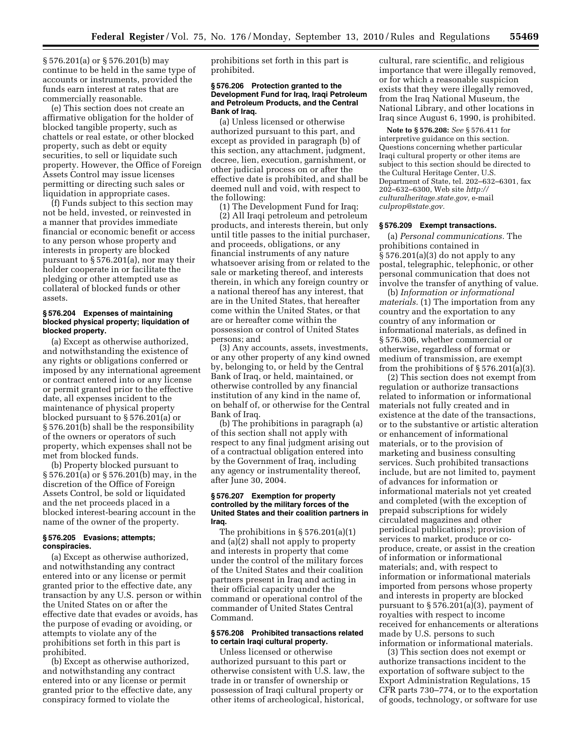§ 576.201(a) or § 576.201(b) may continue to be held in the same type of accounts or instruments, provided the funds earn interest at rates that are commercially reasonable.

(e) This section does not create an affirmative obligation for the holder of blocked tangible property, such as chattels or real estate, or other blocked property, such as debt or equity securities, to sell or liquidate such property. However, the Office of Foreign Assets Control may issue licenses permitting or directing such sales or liquidation in appropriate cases.

(f) Funds subject to this section may not be held, invested, or reinvested in a manner that provides immediate financial or economic benefit or access to any person whose property and interests in property are blocked pursuant to § 576.201(a), nor may their holder cooperate in or facilitate the pledging or other attempted use as collateral of blocked funds or other assets.

#### § 576.204 Expenses of maintaining blocked physical property; liquidation of blocked property.

(a) Except as otherwise authorized, and notwithstanding the existence of any rights or obligations conferred or imposed by any international agreement or contract entered into or any license or permit granted prior to the effective date, all expenses incident to the maintenance of physical property blocked pursuant to § 576.201(a) or § 576.201(b) shall be the responsibility of the owners or operators of such property, which expenses shall not be met from blocked funds.

(b) Property blocked pursuant to § 576.201(a) or § 576.201(b) may, in the discretion of the Office of Foreign Assets Control, be sold or liquidated and the net proceeds placed in a blocked interest-bearing account in the name of the owner of the property.

#### § 576.205 Evasions; attempts; conspiracies.

(a) Except as otherwise authorized, and notwithstanding any contract entered into or any license or permit granted prior to the effective date, any transaction by any U.S. person or within the United States on or after the effective date that evades or avoids, has the purpose of evading or avoiding, or attempts to violate any of the prohibitions set forth in this part is prohibited.

(b) Except as otherwise authorized, and notwithstanding any contract entered into or any license or permit granted prior to the effective date, any conspiracy formed to violate the prohibitions set forth in this part is prohibited.

#### § 576.206 Protection granted to the Development Fund for Iraq, Iraqi Petroleum and Petroleum Products, and the Central Bank of Iraq.

(a) Unless licensed or otherwise authorized pursuant to this part, and except as provided in paragraph (b) of this section, any attachment, judgment, decree, lien, execution, garnishment, or other judicial process on or after the effective date is prohibited, and shall be deemed null and void, with respect to the following:

(1) The Development Fund for Iraq;

(2) All Iraqi petroleum and petroleum products, and interests therein, but only until title passes to the initial purchaser, and proceeds, obligations, or any financial instruments of any nature whatsoever arising from or related to the sale or marketing thereof, and interests therein, in which any foreign country or a national thereof has any interest, that are in the United States, that hereafter come within the United States, or that are or hereafter come within the possession or control of United States persons; and

(3) Any accounts, assets, investments, or any other property of any kind owned by, belonging to, or held by the Central Bank of Iraq, or held, maintained, or otherwise controlled by any financial institution of any kind in the name of, on behalf of, or otherwise for the Central Bank of Iraq.

(b) The prohibitions in paragraph (a) of this section shall not apply with respect to any final judgment arising out of a contractual obligation entered into by the Government of Iraq, including any agency or instrumentality thereof, after June 30, 2004.

#### § 576.207 Exemption for property controlled by the military forces of the United States and their coalition partners in Iraq.

The prohibitions in § 576.201(a)(1) and (a)(2) shall not apply to property and interests in property that come under the control of the military forces of the United States and their coalition partners present in Iraq and acting in their official capacity under the command or operational control of the commander of United States Central Command.

#### § 576.208 Prohibited transactions related to certain Iraqi cultural property.

Unless licensed or otherwise authorized pursuant to this part or otherwise consistent with U.S. law, the trade in or transfer of ownership or possession of Iraqi cultural property or other items of archeological, historical, cultural, rare scientific, and religious importance that were illegally removed, or for which a reasonable suspicion exists that they were illegally removed, from the Iraq National Museum, the National Library, and other locations in Iraq since August 6, 1990, is prohibited.

**Note to § 576.208:** *See* § 576.411 for interpretive guidance on this section. Questions concerning whether particular Iraqi cultural property or other items are subject to this section should be directed to the Cultural Heritage Center, U.S. Department of State, tel. 202–632–6301, fax 202–632–6300, Web site *http://culturalheritage.state.gov,* e-mail *culprop@state.gov.*

#### § 576.209 Exempt transactions.

(a) *Personal communications.* The prohibitions contained in § 576.201(a)(3) do not apply to any postal, telegraphic, telephonic, or other personal communication that does not involve the transfer of anything of value.

(b) *Information or informational materials.* (1) The importation from any country and the exportation to any country of any information or informational materials, as defined in § 576.306, whether commercial or otherwise, regardless of format or medium of transmission, are exempt from the prohibitions of § 576.201(a)(3).

(2) This section does not exempt from regulation or authorize transactions related to information or informational materials not fully created and in existence at the date of the transactions, or to the substantive or artistic alteration or enhancement of informational materials, or to the provision of marketing and business consulting services. Such prohibited transactions include, but are not limited to, payment of advances for information or informational materials not yet created and completed (with the exception of prepaid subscriptions for widely circulated magazines and other periodical publications); provision of services to market, produce or co-produce, create, or assist in the creation of information or informational materials; and, with respect to information or informational materials imported from persons whose property and interests in property are blocked pursuant to § 576.201(a)(3), payment of royalties with respect to income received for enhancements or alterations made by U.S. persons to such information or informational materials.

(3) This section does not exempt or authorize transactions incident to the exportation of software subject to the Export Administration Regulations, 15 CFR parts 730–774, or to the exportation of goods, technology, or software for use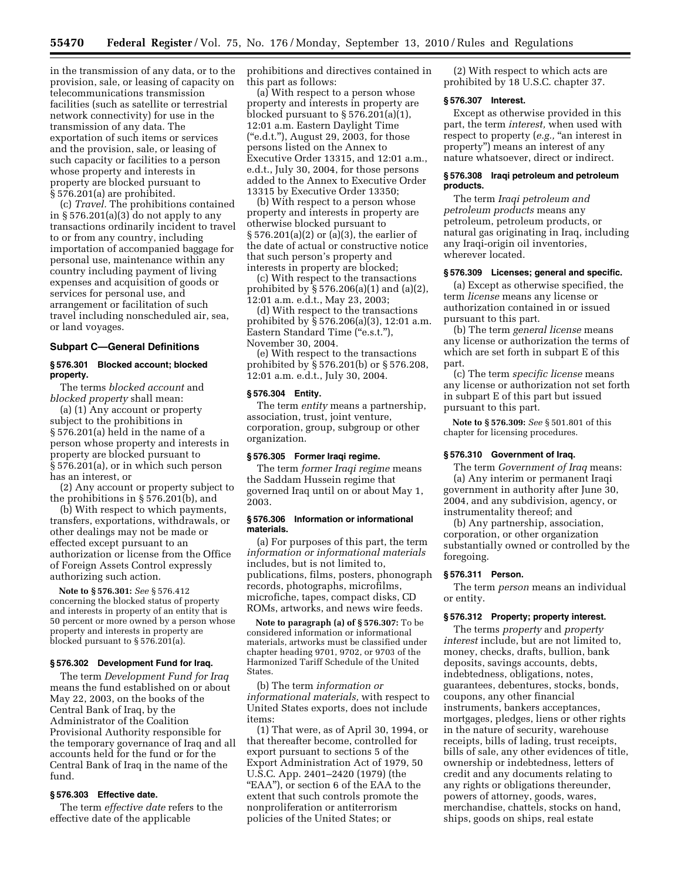in the transmission of any data, or to the provision, sale, or leasing of capacity on telecommunications transmission facilities (such as satellite or terrestrial network connectivity) for use in the transmission of any data. The exportation of such items or services and the provision, sale, or leasing of such capacity or facilities to a person whose property and interests in property are blocked pursuant to § 576.201(a) are prohibited.

(c) *Travel.* The prohibitions contained in § 576.201(a)(3) do not apply to any transactions ordinarily incident to travel to or from any country, including importation of accompanied baggage for personal use, maintenance within any country including payment of living expenses and acquisition of goods or services for personal use, and arrangement or facilitation of such travel including nonscheduled air, sea, or land voyages.

## Subpart C—General Definitions

### § 576.301 Blocked account; blocked property.

The terms *blocked account* and *blocked property* shall mean:

(a) (1) Any account or property subject to the prohibitions in § 576.201(a) held in the name of a person whose property and interests in property are blocked pursuant to § 576.201(a), or in which such person has an interest, or

(2) Any account or property subject to the prohibitions in § 576.201(b), and

(b) With respect to which payments, transfers, exportations, withdrawals, or other dealings may not be made or effected except pursuant to an authorization or license from the Office of Foreign Assets Control expressly authorizing such action.

**Note to § 576.301:** *See* § 576.412 concerning the blocked status of property and interests in property of an entity that is 50 percent or more owned by a person whose property and interests in property are blocked pursuant to § 576.201(a).

### § 576.302 Development Fund for Iraq.

The term *Development Fund for Iraq* means the fund established on or about May 22, 2003, on the books of the Central Bank of Iraq, by the Administrator of the Coalition Provisional Authority responsible for the temporary governance of Iraq and all accounts held for the fund or for the Central Bank of Iraq in the name of the fund.

### § 576.303 Effective date.

The term *effective date* refers to the effective date of the applicable prohibitions and directives contained in this part as follows:

(a) With respect to a person whose property and interests in property are blocked pursuant to § 576.201(a)(1), 12:01 a.m. Eastern Daylight Time ("e.d.t."), August 29, 2003, for those persons listed on the Annex to Executive Order 13315, and 12:01 a.m., e.d.t., July 30, 2004, for those persons added to the Annex to Executive Order 13315 by Executive Order 13350;

(b) With respect to a person whose property and interests in property are otherwise blocked pursuant to § 576.201(a)(2) or (a)(3), the earlier of the date of actual or constructive notice that such person's property and interests in property are blocked;

(c) With respect to the transactions prohibited by § 576.206(a)(1) and (a)(2), 12:01 a.m. e.d.t., May 23, 2003;

(d) With respect to the transactions prohibited by § 576.206(a)(3), 12:01 a.m. Eastern Standard Time ("e.s.t."), November 30, 2004.

(e) With respect to the transactions prohibited by § 576.201(b) or § 576.208, 12:01 a.m. e.d.t., July 30, 2004.

### § 576.304 Entity.

The term *entity* means a partnership, association, trust, joint venture, corporation, group, subgroup or other organization.

### § 576.305 Former Iraqi regime.

The term *former Iraqi regime* means the Saddam Hussein regime that governed Iraq until on or about May 1, 2003.

### § 576.306 Information or informational materials.

(a) For purposes of this part, the term *information or informational materials* includes, but is not limited to, publications, films, posters, phonograph records, photographs, microfilms, microfiche, tapes, compact disks, CD ROMs, artworks, and news wire feeds.

**Note to paragraph (a) of § 576.307:** To be considered information or informational materials, artworks must be classified under chapter heading 9701, 9702, or 9703 of the Harmonized Tariff Schedule of the United States.

(b) The term *information or informational materials,* with respect to United States exports, does not include items:

(1) That were, as of April 30, 1994, or that thereafter become, controlled for export pursuant to sections 5 of the Export Administration Act of 1979, 50 U.S.C. App. 2401–2420 (1979) (the "EAA"), or section 6 of the EAA to the extent that such controls promote the nonproliferation or antiterrorism policies of the United States; or

(2) With respect to which acts are prohibited by 18 U.S.C. chapter 37.

### § 576.307 Interest.

Except as otherwise provided in this part, the term *interest,* when used with respect to property (*e.g.,* "an interest in property") means an interest of any nature whatsoever, direct or indirect.

### § 576.308 Iraqi petroleum and petroleum products.

The term *Iraqi petroleum and petroleum products* means any petroleum, petroleum products, or natural gas originating in Iraq, including any Iraqi-origin oil inventories, wherever located.

### § 576.309 Licenses; general and specific.

(a) Except as otherwise specified, the term *license* means any license or authorization contained in or issued pursuant to this part.

(b) The term *general license* means any license or authorization the terms of which are set forth in subpart E of this part.

(c) The term *specific license* means any license or authorization not set forth in subpart E of this part but issued pursuant to this part.

**Note to § 576.309:** *See* § 501.801 of this chapter for licensing procedures.

### § 576.310 Government of Iraq.

The term *Government of Iraq* means:

(a) Any interim or permanent Iraqi government in authority after June 30, 2004, and any subdivision, agency, or instrumentality thereof; and

(b) Any partnership, association, corporation, or other organization substantially owned or controlled by the foregoing.

### § 576.311 Person.

The term *person* means an individual or entity.

### § 576.312 Property; property interest.

The terms *property* and *property interest* include, but are not limited to, money, checks, drafts, bullion, bank deposits, savings accounts, debts, indebtedness, obligations, notes, guarantees, debentures, stocks, bonds, coupons, any other financial instruments, bankers acceptances, mortgages, pledges, liens or other rights in the nature of security, warehouse receipts, bills of lading, trust receipts, bills of sale, any other evidences of title, ownership or indebtedness, letters of credit and any documents relating to any rights or obligations thereunder, powers of attorney, goods, wares, merchandise, chattels, stocks on hand, ships, goods on ships, real estate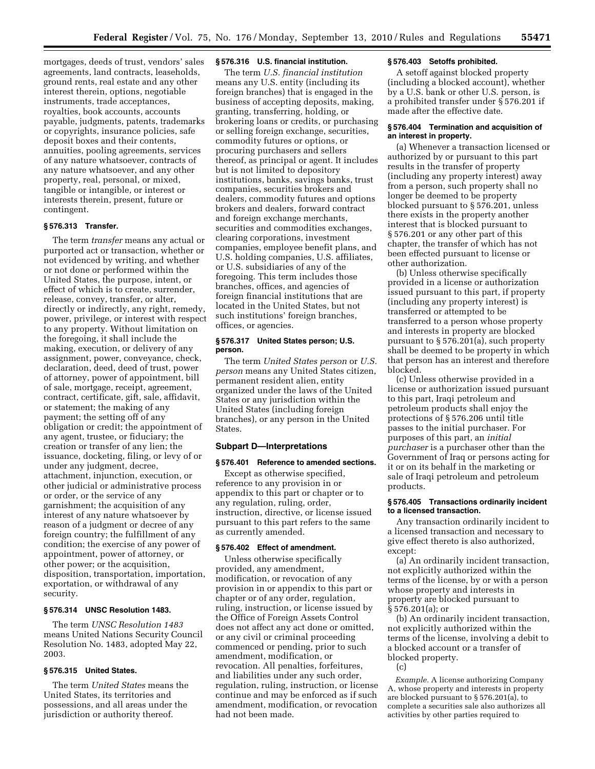mortgages, deeds of trust, vendors' sales agreements, land contracts, leaseholds, ground rents, real estate and any other interest therein, options, negotiable instruments, trade acceptances, royalties, book accounts, accounts payable, judgments, patents, trademarks or copyrights, insurance policies, safe deposit boxes and their contents, annuities, pooling agreements, services of any nature whatsoever, contracts of any nature whatsoever, and any other property, real, personal, or mixed, tangible or intangible, or interest or interests therein, present, future or contingent.

### § 576.313 Transfer.

The term *transfer* means any actual or purported act or transaction, whether or not evidenced by writing, and whether or not done or performed within the United States, the purpose, intent, or effect of which is to create, surrender, release, convey, transfer, or alter, directly or indirectly, any right, remedy, power, privilege, or interest with respect to any property. Without limitation on the foregoing, it shall include the making, execution, or delivery of any assignment, power, conveyance, check, declaration, deed, deed of trust, power of attorney, power of appointment, bill of sale, mortgage, receipt, agreement, contract, certificate, gift, sale, affidavit, or statement; the making of any payment; the setting off of any obligation or credit; the appointment of any agent, trustee, or fiduciary; the creation or transfer of any lien; the issuance, docketing, filing, or levy of or under any judgment, decree, attachment, injunction, execution, or other judicial or administrative process or order, or the service of any garnishment; the acquisition of any interest of any nature whatsoever by reason of a judgment or decree of any foreign country; the fulfillment of any condition; the exercise of any power of appointment, power of attorney, or other power; or the acquisition, disposition, transportation, importation, exportation, or withdrawal of any security.

### § 576.314 UNSC Resolution 1483.

The term *UNSC Resolution 1483* means United Nations Security Council Resolution No. 1483, adopted May 22, 2003.

### § 576.315 United States.

The term *United States* means the United States, its territories and possessions, and all areas under the jurisdiction or authority thereof.

### § 576.316 U.S. financial institution.

The term *U.S. financial institution* means any U.S. entity (including its foreign branches) that is engaged in the business of accepting deposits, making, granting, transferring, holding, or brokering loans or credits, or purchasing or selling foreign exchange, securities, commodity futures or options, or procuring purchasers and sellers thereof, as principal or agent. It includes but is not limited to depository institutions, banks, savings banks, trust companies, securities brokers and dealers, commodity futures and options brokers and dealers, forward contract and foreign exchange merchants, securities and commodities exchanges, clearing corporations, investment companies, employee benefit plans, and U.S. holding companies, U.S. affiliates, or U.S. subsidiaries of any of the foregoing. This term includes those branches, offices, and agencies of foreign financial institutions that are located in the United States, but not such institutions' foreign branches, offices, or agencies.

### § 576.317 United States person; U.S. person.

The term *United States person* or *U.S. person* means any United States citizen, permanent resident alien, entity organized under the laws of the United States or any jurisdiction within the United States (including foreign branches), or any person in the United States.

## Subpart D—Interpretations

### § 576.401 Reference to amended sections.

Except as otherwise specified, reference to any provision in or appendix to this part or chapter or to any regulation, ruling, order, instruction, directive, or license issued pursuant to this part refers to the same as currently amended.

### § 576.402 Effect of amendment.

Unless otherwise specifically provided, any amendment, modification, or revocation of any provision in or appendix to this part or chapter or of any order, regulation, ruling, instruction, or license issued by the Office of Foreign Assets Control does not affect any act done or omitted, or any civil or criminal proceeding commenced or pending, prior to such amendment, modification, or revocation. All penalties, forfeitures, and liabilities under any such order, regulation, ruling, instruction, or license continue and may be enforced as if such amendment, modification, or revocation had not been made.

### § 576.403 Setoffs prohibited.

A setoff against blocked property (including a blocked account), whether by a U.S. bank or other U.S. person, is a prohibited transfer under § 576.201 if made after the effective date.

### § 576.404 Termination and acquisition of an interest in property.

(a) Whenever a transaction licensed or authorized by or pursuant to this part results in the transfer of property (including any property interest) away from a person, such property shall no longer be deemed to be property blocked pursuant to § 576.201, unless there exists in the property another interest that is blocked pursuant to § 576.201 or any other part of this chapter, the transfer of which has not been effected pursuant to license or other authorization.

(b) Unless otherwise specifically provided in a license or authorization issued pursuant to this part, if property (including any property interest) is transferred or attempted to be transferred to a person whose property and interests in property are blocked pursuant to § 576.201(a), such property shall be deemed to be property in which that person has an interest and therefore blocked.

(c) Unless otherwise provided in a license or authorization issued pursuant to this part, Iraqi petroleum and petroleum products shall enjoy the protections of § 576.206 until title passes to the initial purchaser. For purposes of this part, an *initial purchaser* is a purchaser other than the Government of Iraq or persons acting for it or on its behalf in the marketing or sale of Iraqi petroleum and petroleum products.

### § 576.405 Transactions ordinarily incident to a licensed transaction.

Any transaction ordinarily incident to a licensed transaction and necessary to give effect thereto is also authorized, except:

(a) An ordinarily incident transaction, not explicitly authorized within the terms of the license, by or with a person whose property and interests in property are blocked pursuant to § 576.201(a); or

(b) An ordinarily incident transaction, not explicitly authorized within the terms of the license, involving a debit to a blocked account or a transfer of blocked property.

(c)

*Example.* A license authorizing Company A, whose property and interests in property are blocked pursuant to § 576.201(a), to complete a securities sale also authorizes all activities by other parties required to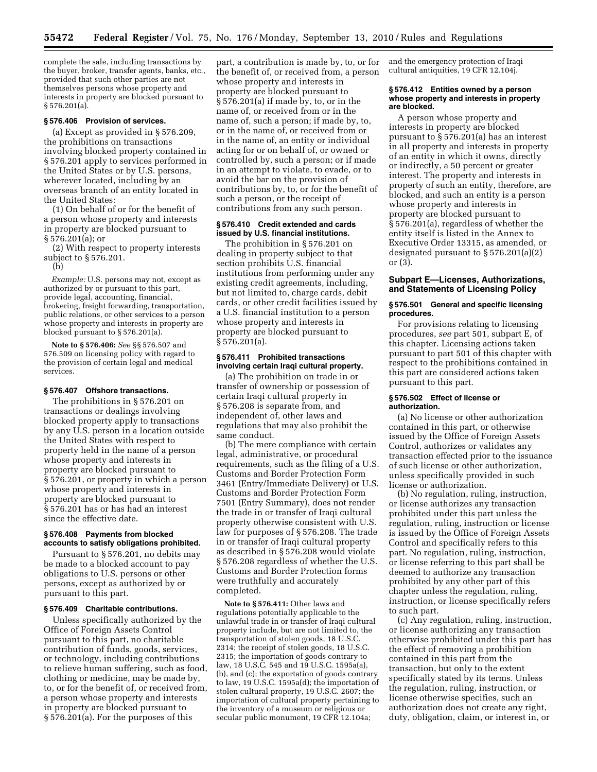complete the sale, including transactions by the buyer, broker, transfer agents, banks, etc., provided that such other parties are not themselves persons whose property and interests in property are blocked pursuant to § 576.201(a).

### § 576.406 Provision of services.

(a) Except as provided in § 576.209, the prohibitions on transactions involving blocked property contained in § 576.201 apply to services performed in the United States or by U.S. persons, wherever located, including by an overseas branch of an entity located in the United States:

(1) On behalf of or for the benefit of a person whose property and interests in property are blocked pursuant to § 576.201(a); or

(2) With respect to property interests subject to § 576.201.

(b)

*Example:* U.S. persons may not, except as authorized by or pursuant to this part, provide legal, accounting, financial, brokering, freight forwarding, transportation, public relations, or other services to a person whose property and interests in property are blocked pursuant to § 576.201(a).

**Note to § 576.406:** *See* §§ 576.507 and 576.509 on licensing policy with regard to the provision of certain legal and medical services.

### § 576.407 Offshore transactions.

The prohibitions in § 576.201 on transactions or dealings involving blocked property apply to transactions by any U.S. person in a location outside the United States with respect to property held in the name of a person whose property and interests in property are blocked pursuant to § 576.201, or property in which a person whose property and interests in property are blocked pursuant to § 576.201 has or has had an interest since the effective date.

### § 576.408 Payments from blocked accounts to satisfy obligations prohibited.

Pursuant to § 576.201, no debits may be made to a blocked account to pay obligations to U.S. persons or other persons, except as authorized by or pursuant to this part.

### § 576.409 Charitable contributions.

Unless specifically authorized by the Office of Foreign Assets Control pursuant to this part, no charitable contribution of funds, goods, services, or technology, including contributions to relieve human suffering, such as food, clothing or medicine, may be made by, to, or for the benefit of, or received from, a person whose property and interests in property are blocked pursuant to § 576.201(a). For the purposes of this part, a contribution is made by, to, or for the benefit of, or received from, a person whose property and interests in property are blocked pursuant to § 576.201(a) if made by, to, or in the name of, or received from or in the name of, such a person; if made by, to, or in the name of, or received from or in the name of, an entity or individual acting for or on behalf of, or owned or controlled by, such a person; or if made in an attempt to violate, to evade, or to avoid the bar on the provision of contributions by, to, or for the benefit of such a person, or the receipt of contributions from any such person.

### § 576.410 Credit extended and cards issued by U.S. financial institutions.

The prohibition in § 576.201 on dealing in property subject to that section prohibits U.S. financial institutions from performing under any existing credit agreements, including, but not limited to, charge cards, debit cards, or other credit facilities issued by a U.S. financial institution to a person whose property and interests in property are blocked pursuant to § 576.201(a).

### § 576.411 Prohibited transactions involving certain Iraqi cultural property.

(a) The prohibition on trade in or transfer of ownership or possession of certain Iraqi cultural property in § 576.208 is separate from, and independent of, other laws and regulations that may also prohibit the same conduct.

(b) The mere compliance with certain legal, administrative, or procedural requirements, such as the filing of a U.S. Customs and Border Protection Form 3461 (Entry/Immediate Delivery) or U.S. Customs and Border Protection Form 7501 (Entry Summary), does not render the trade in or transfer of Iraqi cultural property otherwise consistent with U.S. law for purposes of § 576.208. The trade in or transfer of Iraqi cultural property as described in § 576.208 would violate § 576.208 regardless of whether the U.S. Customs and Border Protection forms were truthfully and accurately completed.

**Note to § 576.411:** Other laws and regulations potentially applicable to the unlawful trade in or transfer of Iraqi cultural property include, but are not limited to, the transportation of stolen goods, 18 U.S.C. 2314; the receipt of stolen goods, 18 U.S.C. 2315; the importation of goods contrary to law, 18 U.S.C. 545 and 19 U.S.C. 1595a(a), (b), and (c); the exportation of goods contrary to law, 19 U.S.C. 1595a(d); the importation of stolen cultural property, 19 U.S.C. 2607; the importation of cultural property pertaining to the inventory of a museum or religious or secular public monument, 19 CFR 12.104a; and the emergency protection of Iraqi cultural antiquities, 19 CFR 12.104j.

### § 576.412 Entities owned by a person whose property and interests in property are blocked.

A person whose property and interests in property are blocked pursuant to § 576.201(a) has an interest in all property and interests in property of an entity in which it owns, directly or indirectly, a 50 percent or greater interest. The property and interests in property of such an entity, therefore, are blocked, and such an entity is a person whose property and interests in property are blocked pursuant to § 576.201(a), regardless of whether the entity itself is listed in the Annex to Executive Order 13315, as amended, or designated pursuant to § 576.201(a)(2) or (3).

## Subpart E—Licenses, Authorizations, and Statements of Licensing Policy

### § 576.501 General and specific licensing procedures.

For provisions relating to licensing procedures, *see* part 501, subpart E, of this chapter. Licensing actions taken pursuant to part 501 of this chapter with respect to the prohibitions contained in this part are considered actions taken pursuant to this part.

### § 576.502 Effect of license or authorization.

(a) No license or other authorization contained in this part, or otherwise issued by the Office of Foreign Assets Control, authorizes or validates any transaction effected prior to the issuance of such license or other authorization, unless specifically provided in such license or authorization.

(b) No regulation, ruling, instruction, or license authorizes any transaction prohibited under this part unless the regulation, ruling, instruction or license is issued by the Office of Foreign Assets Control and specifically refers to this part. No regulation, ruling, instruction, or license referring to this part shall be deemed to authorize any transaction prohibited by any other part of this chapter unless the regulation, ruling, instruction, or license specifically refers to such part.

(c) Any regulation, ruling, instruction, or license authorizing any transaction otherwise prohibited under this part has the effect of removing a prohibition contained in this part from the transaction, but only to the extent specifically stated by its terms. Unless the regulation, ruling, instruction, or license otherwise specifies, such an authorization does not create any right, duty, obligation, claim, or interest in, or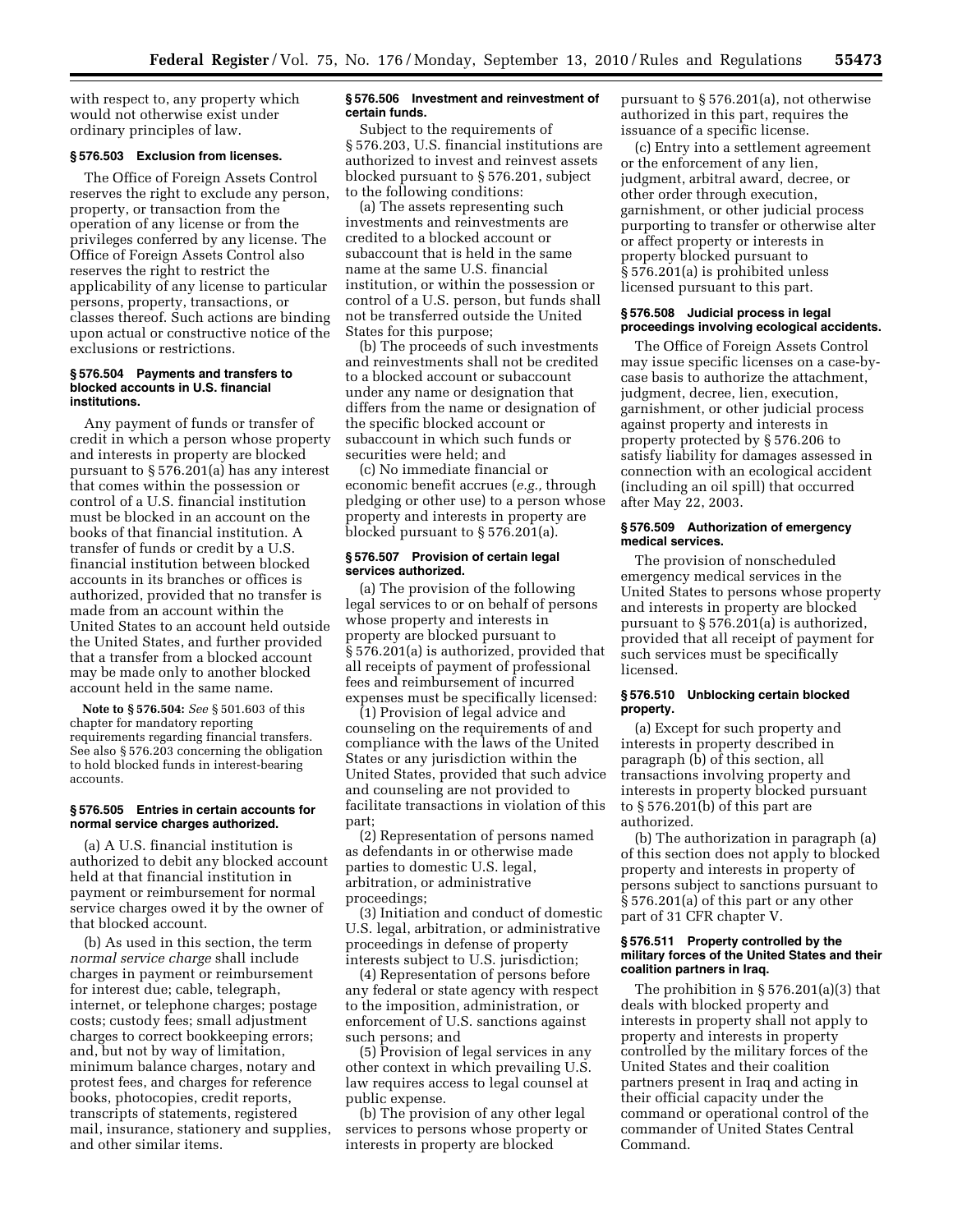with respect to, any property which would not otherwise exist under ordinary principles of law.

### § 576.503 Exclusion from licenses.

The Office of Foreign Assets Control reserves the right to exclude any person, property, or transaction from the operation of any license or from the privileges conferred by any license. The Office of Foreign Assets Control also reserves the right to restrict the applicability of any license to particular persons, property, transactions, or classes thereof. Such actions are binding upon actual or constructive notice of the exclusions or restrictions.

### § 576.504 Payments and transfers to blocked accounts in U.S. financial institutions.

Any payment of funds or transfer of credit in which a person whose property and interests in property are blocked pursuant to § 576.201(a) has any interest that comes within the possession or control of a U.S. financial institution must be blocked in an account on the books of that financial institution. A transfer of funds or credit by a U.S. financial institution between blocked accounts in its branches or offices is authorized, provided that no transfer is made from an account within the United States to an account held outside the United States, and further provided that a transfer from a blocked account may be made only to another blocked account held in the same name.

**Note to § 576.504:** *See* § 501.603 of this chapter for mandatory reporting requirements regarding financial transfers. See also § 576.203 concerning the obligation to hold blocked funds in interest-bearing accounts.

### § 576.505 Entries in certain accounts for normal service charges authorized.

(a) A U.S. financial institution is authorized to debit any blocked account held at that financial institution in payment or reimbursement for normal service charges owed it by the owner of that blocked account.

(b) As used in this section, the term *normal service charge* shall include charges in payment or reimbursement for interest due; cable, telegraph, internet, or telephone charges; postage costs; custody fees; small adjustment charges to correct bookkeeping errors; and, but not by way of limitation, minimum balance charges, notary and protest fees, and charges for reference books, photocopies, credit reports, transcripts of statements, registered mail, insurance, stationery and supplies, and other similar items.

### § 576.506 Investment and reinvestment of certain funds.

Subject to the requirements of § 576.203, U.S. financial institutions are authorized to invest and reinvest assets blocked pursuant to § 576.201, subject to the following conditions:

(a) The assets representing such investments and reinvestments are credited to a blocked account or subaccount that is held in the same name at the same U.S. financial institution, or within the possession or control of a U.S. person, but funds shall not be transferred outside the United States for this purpose;

(b) The proceeds of such investments and reinvestments shall not be credited to a blocked account or subaccount under any name or designation that differs from the name or designation of the specific blocked account or subaccount in which such funds or securities were held; and

(c) No immediate financial or economic benefit accrues (*e.g.,* through pledging or other use) to a person whose property and interests in property are blocked pursuant to § 576.201(a).

### § 576.507 Provision of certain legal services authorized.

(a) The provision of the following legal services to or on behalf of persons whose property and interests in property are blocked pursuant to § 576.201(a) is authorized, provided that all receipts of payment of professional fees and reimbursement of incurred expenses must be specifically licensed:

(1) Provision of legal advice and counseling on the requirements of and compliance with the laws of the United States or any jurisdiction within the United States, provided that such advice and counseling are not provided to facilitate transactions in violation of this part;

(2) Representation of persons named as defendants in or otherwise made parties to domestic U.S. legal, arbitration, or administrative proceedings;

(3) Initiation and conduct of domestic U.S. legal, arbitration, or administrative proceedings in defense of property interests subject to U.S. jurisdiction;

(4) Representation of persons before any federal or state agency with respect to the imposition, administration, or enforcement of U.S. sanctions against such persons; and

(5) Provision of legal services in any other context in which prevailing U.S. law requires access to legal counsel at public expense.

(b) The provision of any other legal services to persons whose property or interests in property are blocked pursuant to § 576.201(a), not otherwise authorized in this part, requires the issuance of a specific license.

(c) Entry into a settlement agreement or the enforcement of any lien, judgment, arbitral award, decree, or other order through execution, garnishment, or other judicial process purporting to transfer or otherwise alter or affect property or interests in property blocked pursuant to § 576.201(a) is prohibited unless licensed pursuant to this part.

### § 576.508 Judicial process in legal proceedings involving ecological accidents.

The Office of Foreign Assets Control may issue specific licenses on a case-by-case basis to authorize the attachment, judgment, decree, lien, execution, garnishment, or other judicial process against property and interests in property protected by § 576.206 to satisfy liability for damages assessed in connection with an ecological accident (including an oil spill) that occurred after May 22, 2003.

### § 576.509 Authorization of emergency medical services.

The provision of nonscheduled emergency medical services in the United States to persons whose property and interests in property are blocked pursuant to § 576.201(a) is authorized, provided that all receipt of payment for such services must be specifically licensed.

### § 576.510 Unblocking certain blocked property.

(a) Except for such property and interests in property described in paragraph (b) of this section, all transactions involving property and interests in property blocked pursuant to § 576.201(b) of this part are authorized.

(b) The authorization in paragraph (a) of this section does not apply to blocked property and interests in property of persons subject to sanctions pursuant to § 576.201(a) of this part or any other part of 31 CFR chapter V.

### § 576.511 Property controlled by the military forces of the United States and their coalition partners in Iraq.

The prohibition in § 576.201(a)(3) that deals with blocked property and interests in property shall not apply to property and interests in property controlled by the military forces of the United States and their coalition partners present in Iraq and acting in their official capacity under the command or operational control of the commander of United States Central Command.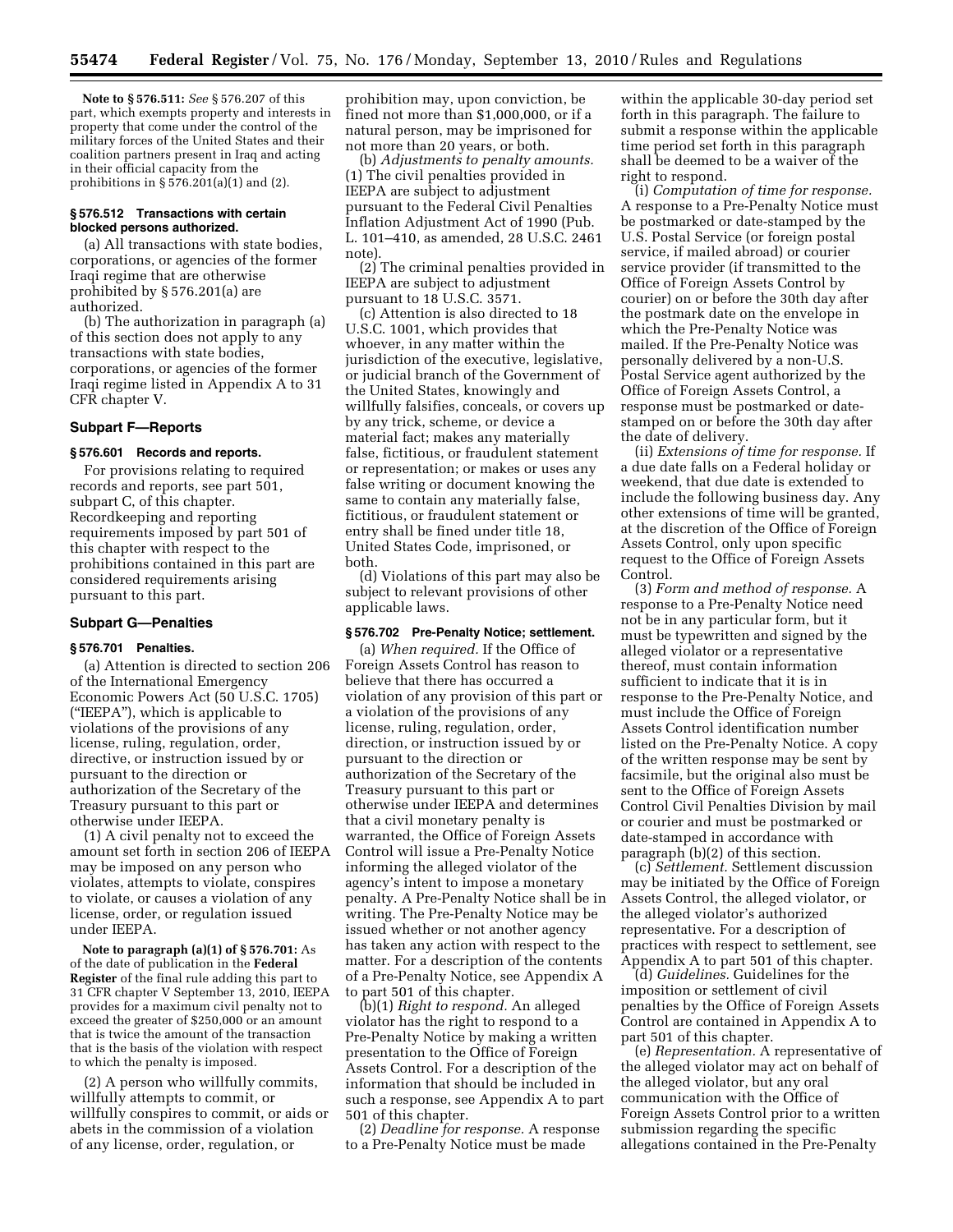**Note to § 576.511:** *See* § 576.207 of this part, which exempts property and interests in property that come under the control of the military forces of the United States and their coalition partners present in Iraq and acting in their official capacity from the prohibitions in § 576.201(a)(1) and (2).

### § 576.512 Transactions with certain blocked persons authorized.

(a) All transactions with state bodies, corporations, or agencies of the former Iraqi regime that are otherwise prohibited by § 576.201(a) are authorized.

(b) The authorization in paragraph (a) of this section does not apply to any transactions with state bodies, corporations, or agencies of the former Iraqi regime listed in Appendix A to 31 CFR chapter V.

## Subpart F—Reports

### § 576.601 Records and reports.

For provisions relating to required records and reports, see part 501, subpart C, of this chapter. Recordkeeping and reporting requirements imposed by part 501 of this chapter with respect to the prohibitions contained in this part are considered requirements arising pursuant to this part.

## Subpart G—Penalties

### § 576.701 Penalties.

(a) Attention is directed to section 206 of the International Emergency Economic Powers Act (50 U.S.C. 1705) ("IEEPA"), which is applicable to violations of the provisions of any license, ruling, regulation, order, directive, or instruction issued by or pursuant to the direction or authorization of the Secretary of the Treasury pursuant to this part or otherwise under IEEPA.

(1) A civil penalty not to exceed the amount set forth in section 206 of IEEPA may be imposed on any person who violates, attempts to violate, conspires to violate, or causes a violation of any license, order, or regulation issued under IEEPA.

**Note to paragraph (a)(1) of § 576.701:** As of the date of publication in the **Federal Register** of the final rule adding this part to 31 CFR chapter V September 13, 2010, IEEPA provides for a maximum civil penalty not to exceed the greater of $250,000 or an amount that is twice the amount of the transaction that is the basis of the violation with respect to which the penalty is imposed.

(2) A person who willfully commits, willfully attempts to commit, or willfully conspires to commit, or aids or abets in the commission of a violation of any license, order, regulation, or prohibition may, upon conviction, be fined not more than $1,000,000, or if a natural person, may be imprisoned for not more than 20 years, or both.

(b) *Adjustments to penalty amounts.* (1) The civil penalties provided in IEEPA are subject to adjustment pursuant to the Federal Civil Penalties Inflation Adjustment Act of 1990 (Pub. L. 101–410, as amended, 28 U.S.C. 2461 note).

(2) The criminal penalties provided in IEEPA are subject to adjustment pursuant to 18 U.S.C. 3571.

(c) Attention is also directed to 18 U.S.C. 1001, which provides that whoever, in any matter within the jurisdiction of the executive, legislative, or judicial branch of the Government of the United States, knowingly and willfully falsifies, conceals, or covers up by any trick, scheme, or device a material fact; makes any materially false, fictitious, or fraudulent statement or representation; or makes or uses any false writing or document knowing the same to contain any materially false, fictitious, or fraudulent statement or entry shall be fined under title 18, United States Code, imprisoned, or both.

(d) Violations of this part may also be subject to relevant provisions of other applicable laws.

### § 576.702 Pre-Penalty Notice; settlement.

(a) *When required.* If the Office of Foreign Assets Control has reason to believe that there has occurred a violation of any provision of this part or a violation of the provisions of any license, ruling, regulation, order, direction, or instruction issued by or pursuant to the direction or authorization of the Secretary of the Treasury pursuant to this part or otherwise under IEEPA and determines that a civil monetary penalty is warranted, the Office of Foreign Assets Control will issue a Pre-Penalty Notice informing the alleged violator of the agency's intent to impose a monetary penalty. A Pre-Penalty Notice shall be in writing. The Pre-Penalty Notice may be issued whether or not another agency has taken any action with respect to the matter. For a description of the contents of a Pre-Penalty Notice, see Appendix A to part 501 of this chapter.

(b)(1) *Right to respond.* An alleged violator has the right to respond to a Pre-Penalty Notice by making a written presentation to the Office of Foreign Assets Control. For a description of the information that should be included in such a response, see Appendix A to part 501 of this chapter.

(2) *Deadline for response.* A response to a Pre-Penalty Notice must be made within the applicable 30-day period set forth in this paragraph. The failure to submit a response within the applicable time period set forth in this paragraph shall be deemed to be a waiver of the right to respond.

(i) *Computation of time for response.* A response to a Pre-Penalty Notice must be postmarked or date-stamped by the U.S. Postal Service (or foreign postal service, if mailed abroad) or courier service provider (if transmitted to the Office of Foreign Assets Control by courier) on or before the 30th day after the postmark date on the envelope in which the Pre-Penalty Notice was mailed. If the Pre-Penalty Notice was personally delivered by a non-U.S. Postal Service agent authorized by the Office of Foreign Assets Control, a response must be postmarked or date-stamped on or before the 30th day after the date of delivery.

(ii) *Extensions of time for response.* If a due date falls on a Federal holiday or weekend, that due date is extended to include the following business day. Any other extensions of time will be granted, at the discretion of the Office of Foreign Assets Control, only upon specific request to the Office of Foreign Assets Control.

(3) *Form and method of response.* A response to a Pre-Penalty Notice need not be in any particular form, but it must be typewritten and signed by the alleged violator or a representative thereof, must contain information sufficient to indicate that it is in response to the Pre-Penalty Notice, and must include the Office of Foreign Assets Control identification number listed on the Pre-Penalty Notice. A copy of the written response may be sent by facsimile, but the original also must be sent to the Office of Foreign Assets Control Civil Penalties Division by mail or courier and must be postmarked or date-stamped in accordance with paragraph (b)(2) of this section.

(c) *Settlement.* Settlement discussion may be initiated by the Office of Foreign Assets Control, the alleged violator, or the alleged violator's authorized representative. For a description of practices with respect to settlement, see Appendix A to part 501 of this chapter.

(d) *Guidelines.* Guidelines for the imposition or settlement of civil penalties by the Office of Foreign Assets Control are contained in Appendix A to part 501 of this chapter.

(e) *Representation.* A representative of the alleged violator may act on behalf of the alleged violator, but any oral communication with the Office of Foreign Assets Control prior to a written submission regarding the specific allegations contained in the Pre-Penalty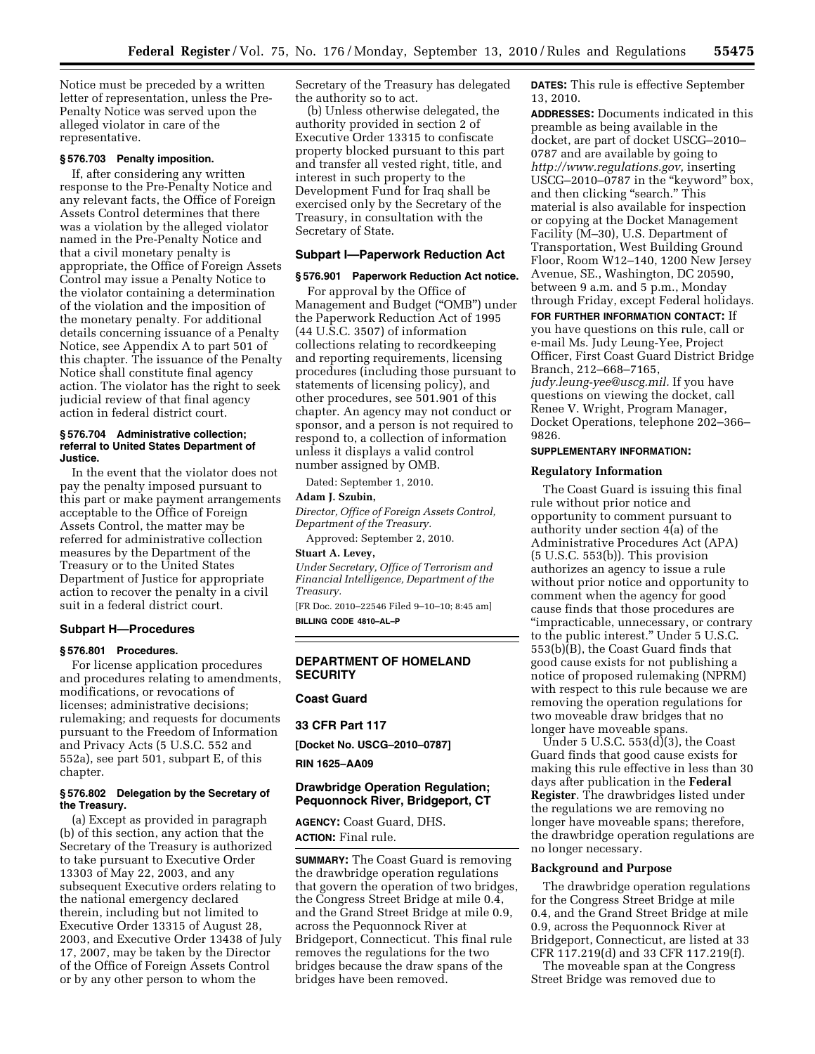Notice must be preceded by a written letter of representation, unless the Pre-Penalty Notice was served upon the alleged violator in care of the representative.

#### § 576.703 Penalty imposition.

If, after considering any written response to the Pre-Penalty Notice and any relevant facts, the Office of Foreign Assets Control determines that there was a violation by the alleged violator named in the Pre-Penalty Notice and that a civil monetary penalty is appropriate, the Office of Foreign Assets Control may issue a Penalty Notice to the violator containing a determination of the violation and the imposition of the monetary penalty. For additional details concerning issuance of a Penalty Notice, see Appendix A to part 501 of this chapter. The issuance of the Penalty Notice shall constitute final agency action. The violator has the right to seek judicial review of that final agency action in federal district court.

#### § 576.704 Administrative collection; referral to United States Department of Justice.

In the event that the violator does not pay the penalty imposed pursuant to this part or make payment arrangements acceptable to the Office of Foreign Assets Control, the matter may be referred for administrative collection measures by the Department of the Treasury or to the United States Department of Justice for appropriate action to recover the penalty in a civil suit in a federal district court.

### Subpart H—Procedures

#### § 576.801 Procedures.

For license application procedures and procedures relating to amendments, modifications, or revocations of licenses; administrative decisions; rulemaking; and requests for documents pursuant to the Freedom of Information and Privacy Acts (5 U.S.C. 552 and 552a), see part 501, subpart E, of this chapter.

#### § 576.802 Delegation by the Secretary of the Treasury.

(a) Except as provided in paragraph (b) of this section, any action that the Secretary of the Treasury is authorized to take pursuant to Executive Order 13303 of May 22, 2003, and any subsequent Executive orders relating to the national emergency declared therein, including but not limited to Executive Order 13315 of August 28, 2003, and Executive Order 13438 of July 17, 2007, may be taken by the Director of the Office of Foreign Assets Control or by any other person to whom the Secretary of the Treasury has delegated the authority so to act.

(b) Unless otherwise delegated, the authority provided in section 2 of Executive Order 13315 to confiscate property blocked pursuant to this part and transfer all vested right, title, and interest in such property to the Development Fund for Iraq shall be exercised only by the Secretary of the Treasury, in consultation with the Secretary of State.

### Subpart I—Paperwork Reduction Act

#### § 576.901 Paperwork Reduction Act notice.

For approval by the Office of Management and Budget ("OMB") under the Paperwork Reduction Act of 1995 (44 U.S.C. 3507) of information collections relating to recordkeeping and reporting requirements, licensing procedures (including those pursuant to statements of licensing policy), and other procedures, see 501.901 of this chapter. An agency may not conduct or sponsor, and a person is not required to respond to, a collection of information unless it displays a valid control number assigned by OMB.

Dated: September 1, 2010.

**Adam J. Szubin,**

*Director, Office of Foreign Assets Control, Department of the Treasury.*

Approved: September 2, 2010.

**Stuart A. Levey,**

*Under Secretary, Office of Terrorism and Financial Intelligence, Department of the Treasury.*

[FR Doc. 2010–22546 Filed 9–10–10; 8:45 am]

**BILLING CODE 4810–AL–P**

---

## DEPARTMENT OF HOMELAND SECURITY

### Coast Guard

### 33 CFR Part 117

**[Docket No. USCG–2010–0787]**

**RIN 1625–AA09**

## Drawbridge Operation Regulation; Pequonnock River, Bridgeport, CT

**AGENCY:** Coast Guard, DHS.

**ACTION:** Final rule.

**SUMMARY:** The Coast Guard is removing the drawbridge operation regulations that govern the operation of two bridges, the Congress Street Bridge at mile 0.4, and the Grand Street Bridge at mile 0.9, across the Pequonnock River at Bridgeport, Connecticut. This final rule removes the regulations for the two bridges because the draw spans of the bridges have been removed.

**DATES:** This rule is effective September 13, 2010.

**ADDRESSES:** Documents indicated in this preamble as being available in the docket, are part of docket USCG–2010–0787 and are available by going to *http://www.regulations.gov,* inserting USCG–2010–0787 in the "keyword" box, and then clicking "search." This material is also available for inspection or copying at the Docket Management Facility (M–30), U.S. Department of Transportation, West Building Ground Floor, Room W12–140, 1200 New Jersey Avenue, SE., Washington, DC 20590, between 9 a.m. and 5 p.m., Monday through Friday, except Federal holidays.

**FOR FURTHER INFORMATION CONTACT:** If you have questions on this rule, call or e-mail Ms. Judy Leung-Yee, Project Officer, First Coast Guard District Bridge Branch, 212–668–7165, *judy.leung-yee@uscg.mil.* If you have questions on viewing the docket, call Renee V. Wright, Program Manager, Docket Operations, telephone 202–366–9826.

**SUPPLEMENTARY INFORMATION:**

**Regulatory Information**

The Coast Guard is issuing this final rule without prior notice and opportunity to comment pursuant to authority under section 4(a) of the Administrative Procedures Act (APA) (5 U.S.C. 553(b)). This provision authorizes an agency to issue a rule without prior notice and opportunity to comment when the agency for good cause finds that those procedures are "impracticable, unnecessary, or contrary to the public interest." Under 5 U.S.C. 553(b)(B), the Coast Guard finds that good cause exists for not publishing a notice of proposed rulemaking (NPRM) with respect to this rule because we are removing the operation regulations for two moveable draw bridges that no longer have moveable spans.

Under 5 U.S.C. 553(d)(3), the Coast Guard finds that good cause exists for making this rule effective in less than 30 days after publication in the **Federal Register**. The drawbridges listed under the regulations we are removing no longer have moveable spans; therefore, the drawbridge operation regulations are no longer necessary.

**Background and Purpose**

The drawbridge operation regulations for the Congress Street Bridge at mile 0.4, and the Grand Street Bridge at mile 0.9, across the Pequonnock River at Bridgeport, Connecticut, are listed at 33 CFR 117.219(d) and 33 CFR 117.219(f).

The moveable span at the Congress Street Bridge was removed due to